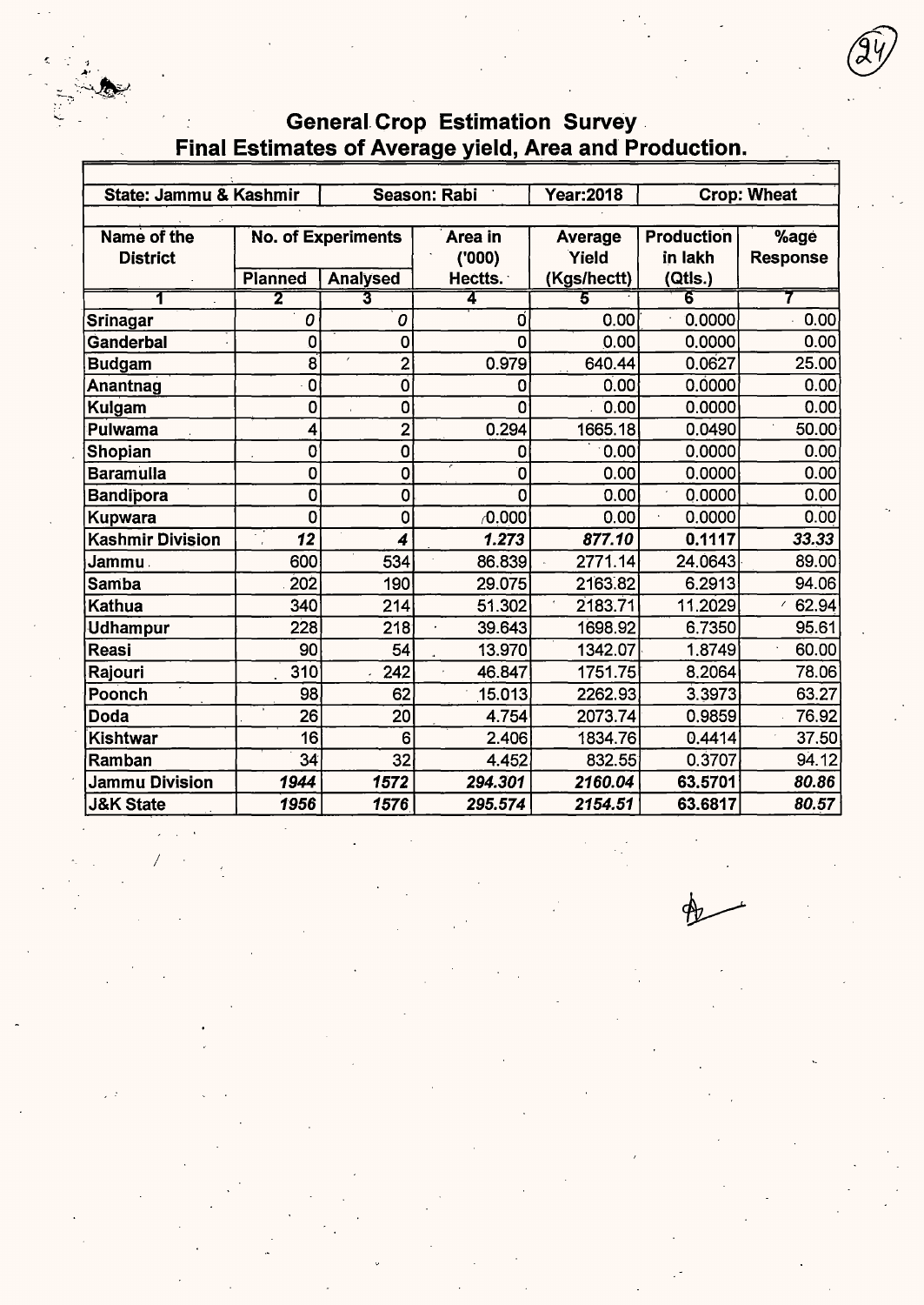# General Crop Estimation Survey
## Final Estimates of Average yield, Area and Production.

| State: Jammu & Kashmir | | Season: Rabi | | Year:2018 | Crop: Wheat | |
|---|---|---|---|---|---|---|
| **Name of the District** | **No. of Experiments** | | **Area in ('000) Hectts.** | **Average Yield (Kgs/hectt)** | **Production in lakh (Qtls.)** | **%age Response** |
| | **Planned** | **Analysed** | | | | |
| 1 | 2 | 3 | 4 | 5 | 6 | 7 |
| Srinagar | 0 | 0 | 0 | 0.00 | 0.0000 | 0.00 |
| Ganderbal | 0 | 0 | 0 | 0.00 | 0.0000 | 0.00 |
| Budgam | 8 | 2 | 0.979 | 640.44 | 0.0627 | 25.00 |
| Anantnag | 0 | 0 | 0 | 0.00 | 0.0000 | 0.00 |
| Kulgam | 0 | 0 | 0 | 0.00 | 0.0000 | 0.00 |
| Pulwama | 4 | 2 | 0.294 | 1665.18 | 0.0490 | 50.00 |
| Shopian | 0 | 0 | 0 | 0.00 | 0.0000 | 0.00 |
| Baramulla | 0 | 0 | 0 | 0.00 | 0.0000 | 0.00 |
| Bandipora | 0 | 0 | 0 | 0.00 | 0.0000 | 0.00 |
| Kupwara | 0 | 0 | 0.000 | 0.00 | 0.0000 | 0.00 |
| **Kashmir Division** | ***12*** | ***4*** | ***1.273*** | ***877.10*** | **0.1117** | ***33.33*** |
| Jammu | 600 | 534 | 86.839 | 2771.14 | 24.0643 | 89.00 |
| Samba | 202 | 190 | 29.075 | 2163.82 | 6.2913 | 94.06 |
| Kathua | 340 | 214 | 51.302 | 2183.71 | 11.2029 | 62.94 |
| Udhampur | 228 | 218 | 39.643 | 1698.92 | 6.7350 | 95.61 |
| Reasi | 90 | 54 | 13.970 | 1342.07 | 1.8749 | 60.00 |
| Rajouri | 310 | 242 | 46.847 | 1751.75 | 8.2064 | 78.06 |
| Poonch | 98 | 62 | 15.013 | 2262.93 | 3.3973 | 63.27 |
| Doda | 26 | 20 | 4.754 | 2073.74 | 0.9859 | 76.92 |
| Kishtwar | 16 | 6 | 2.406 | 1834.76 | 0.4414 | 37.50 |
| Ramban | 34 | 32 | 4.452 | 832.55 | 0.3707 | 94.12 |
| **Jammu Division** | ***1944*** | ***1572*** | ***294.301*** | ***2160.04*** | **63.5701** | ***80.86*** |
| **J&K State** | ***1956*** | ***1576*** | ***295.574*** | ***2154.51*** | **63.6817** | ***80.57*** |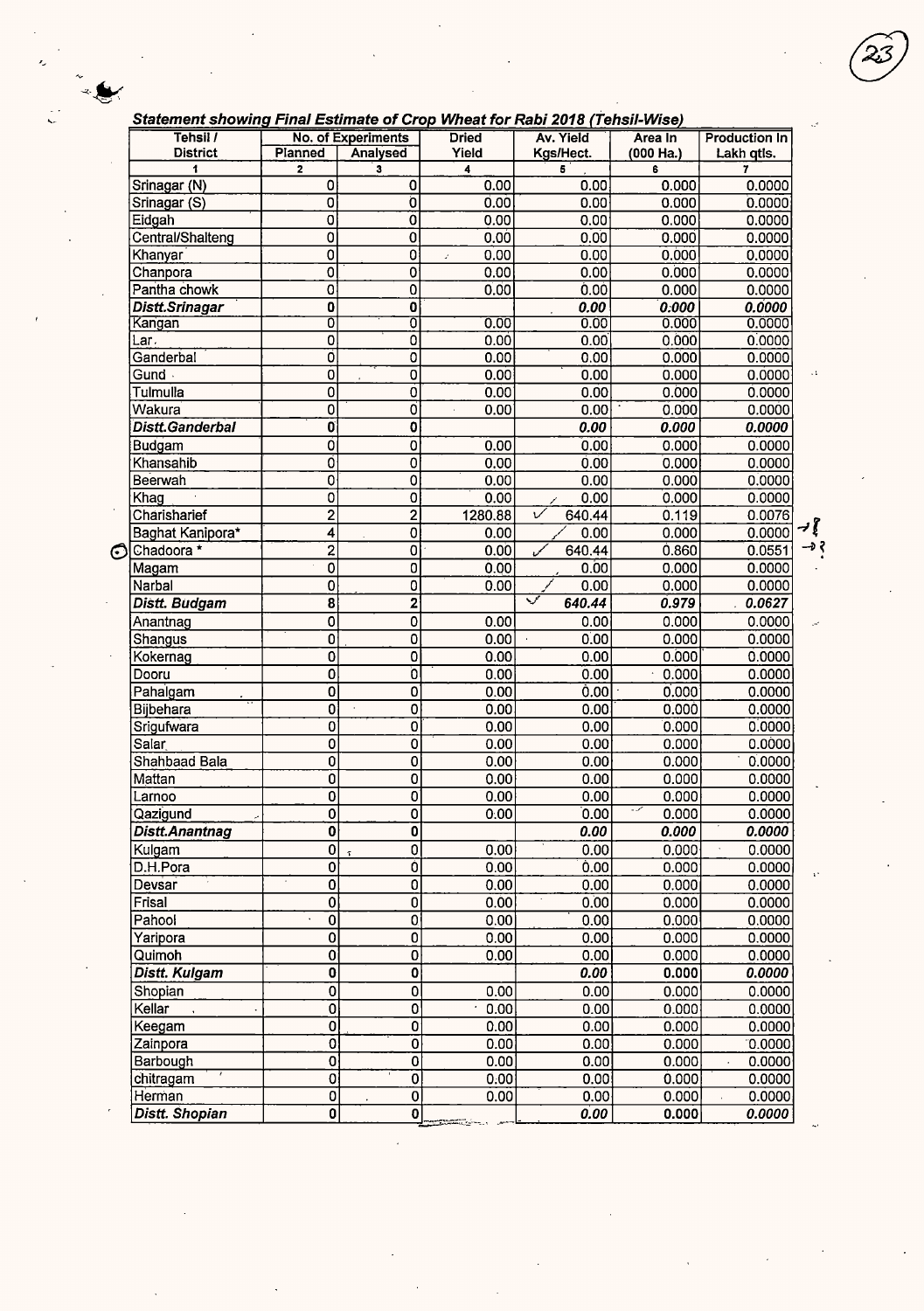***Statement showing Final Estimate of Crop Wheat for Rabi 2018 (Tehsil-Wise)***

| Tehsil / District | No. of Experiments | | Dried Yield | Av. Yield Kgs/Hect. | Area In (000 Ha.) | Production In Lakh qtls. |
|---|---|---|---|---|---|---|
| | Planned | Analysed | | | | |
| 1 | 2 | 3 | 4 | 5 | 6 | 7 |
| Srinagar (N) | 0 | 0 | 0.00 | 0.00 | 0.000 | 0.0000 |
| Srinagar (S) | 0 | 0 | 0.00 | 0.00 | 0.000 | 0.0000 |
| Eidgah | 0 | 0 | 0.00 | 0.00 | 0.000 | 0.0000 |
| Central/Shalteng | 0 | 0 | 0.00 | 0.00 | 0.000 | 0.0000 |
| Khanyar | 0 | 0 | 0.00 | 0.00 | 0.000 | 0.0000 |
| Chanpora | 0 | 0 | 0.00 | 0.00 | 0.000 | 0.0000 |
| Pantha chowk | 0 | 0 | 0.00 | 0.00 | 0.000 | 0.0000 |
| ***Distt.Srinagar*** | **0** | **0** | | ***0.00*** | ***0.000*** | ***0.0000*** |
| Kangan | 0 | 0 | 0.00 | 0.00 | 0.000 | 0.0000 |
| Lar | 0 | 0 | 0.00 | 0.00 | 0.000 | 0.0000 |
| Ganderbal | 0 | 0 | 0.00 | 0.00 | 0.000 | 0.0000 |
| Gund | 0 | 0 | 0.00 | 0.00 | 0.000 | 0.0000 |
| Tulmulla | 0 | 0 | 0.00 | 0.00 | 0.000 | 0.0000 |
| Wakura | 0 | 0 | 0.00 | 0.00 | 0.000 | 0.0000 |
| ***Distt.Ganderbal*** | **0** | **0** | | ***0.00*** | ***0.000*** | ***0.0000*** |
| Budgam | 0 | 0 | 0.00 | 0.00 | 0.000 | 0.0000 |
| Khansahib | 0 | 0 | 0.00 | 0.00 | 0.000 | 0.0000 |
| Beerwah | 0 | 0 | 0.00 | 0.00 | 0.000 | 0.0000 |
| Khag | 0 | 0 | 0.00 | 0.00 | 0.000 | 0.0000 |
| Charisharief | 2 | 2 | 1280.88 | 640.44 | 0.119 | 0.0076 |
| Baghat Kanipora* | 4 | 0 | 0.00 | 0.00 | 0.000 | 0.0000 |
| Chadoora * | 2 | 0 | 0.00 | 640.44 | 0.860 | 0.0551 |
| Magam | 0 | 0 | 0.00 | 0.00 | 0.000 | 0.0000 |
| Narbal | 0 | 0 | 0.00 | 0.00 | 0.000 | 0.0000 |
| ***Distt. Budgam*** | **8** | **2** | | ***640.44*** | ***0.979*** | ***0.0627*** |
| Anantnag | 0 | 0 | 0.00 | 0.00 | 0.000 | 0.0000 |
| Shangus | 0 | 0 | 0.00 | 0.00 | 0.000 | 0.0000 |
| Kokernag | 0 | 0 | 0.00 | 0.00 | 0.000 | 0.0000 |
| Dooru | 0 | 0 | 0.00 | 0.00 | 0.000 | 0.0000 |
| Pahalgam | 0 | 0 | 0.00 | 0.00 | 0.000 | 0.0000 |
| Bijbehara | 0 | 0 | 0.00 | 0.00 | 0.000 | 0.0000 |
| Srigufwara | 0 | 0 | 0.00 | 0.00 | 0.000 | 0.0000 |
| Salar | 0 | 0 | 0.00 | 0.00 | 0.000 | 0.0000 |
| Shahbaad Bala | 0 | 0 | 0.00 | 0.00 | 0.000 | 0.0000 |
| Mattan | 0 | 0 | 0.00 | 0.00 | 0.000 | 0.0000 |
| Larnoo | 0 | 0 | 0.00 | 0.00 | 0.000 | 0.0000 |
| Qazigund | 0 | 0 | 0.00 | 0.00 | 0.000 | 0.0000 |
| ***Distt.Anantnag*** | **0** | **0** | | ***0.00*** | ***0.000*** | ***0.0000*** |
| Kulgam | 0 | 0 | 0.00 | 0.00 | 0.000 | 0.0000 |
| D.H.Pora | 0 | 0 | 0.00 | 0.00 | 0.000 | 0.0000 |
| Devsar | 0 | 0 | 0.00 | 0.00 | 0.000 | 0.0000 |
| Frisal | 0 | 0 | 0.00 | 0.00 | 0.000 | 0.0000 |
| Pahool | 0 | 0 | 0.00 | 0.00 | 0.000 | 0.0000 |
| Yaripora | 0 | 0 | 0.00 | 0.00 | 0.000 | 0.0000 |
| Quimoh | 0 | 0 | 0.00 | 0.00 | 0.000 | 0.0000 |
| ***Distt. Kulgam*** | **0** | **0** | | ***0.00*** | 0.000 | ***0.0000*** |
| Shopian | 0 | 0 | 0.00 | 0.00 | 0.000 | 0.0000 |
| Kellar | 0 | 0 | 0.00 | 0.00 | 0.000 | 0.0000 |
| Keegam | 0 | 0 | 0.00 | 0.00 | 0.000 | 0.0000 |
| Zainpora | 0 | 0 | 0.00 | 0.00 | 0.000 | 0.0000 |
| Barbough | 0 | 0 | 0.00 | 0.00 | 0.000 | 0.0000 |
| chitragam | 0 | 0 | 0.00 | 0.00 | 0.000 | 0.0000 |
| Herman | 0 | 0 | 0.00 | 0.00 | 0.000 | 0.0000 |
| ***Distt. Shopian*** | **0** | **0** | | ***0.00*** | 0.000 | ***0.0000*** |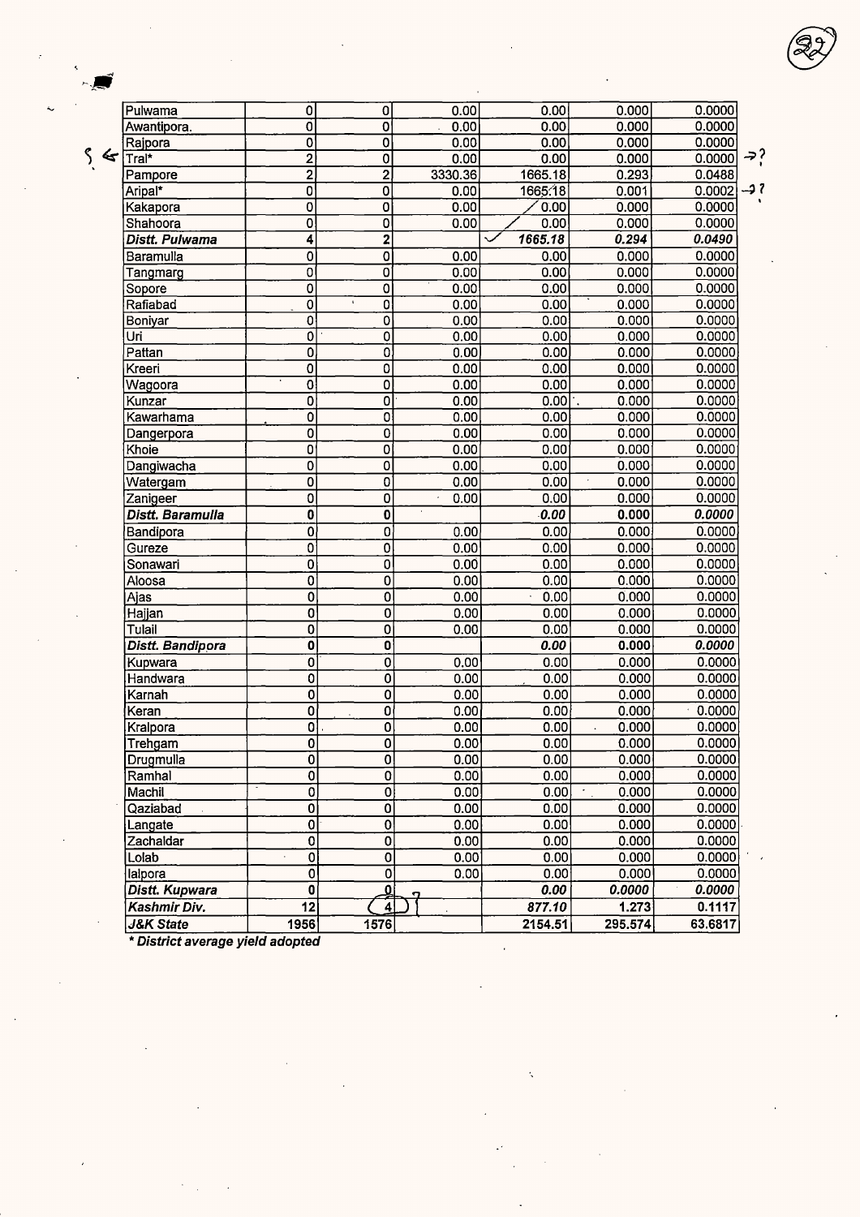| | | | | | | |
|---|---|---|---|---|---|---|
| Pulwama | 0 | 0 | 0.00 | 0.00 | 0.000 | 0.0000 |
| Awantipora. | 0 | 0 | 0.00 | 0.00 | 0.000 | 0.0000 |
| Rajpora | 0 | 0 | 0.00 | 0.00 | 0.000 | 0.0000 |
| Tral* | 2 | 0 | 0.00 | 0.00 | 0.000 | 0.0000 |
| Pampore | 2 | 2 | 3330.36 | 1665.18 | 0.293 | 0.0488 |
| Aripal* | 0 | 0 | 0.00 | 1665.18 | 0.001 | 0.0002 |
| Kakapora | 0 | 0 | 0.00 | 0.00 | 0.000 | 0.0000 |
| Shahoora | 0 | 0 | 0.00 | 0.00 | 0.000 | 0.0000 |
| ***Distt. Pulwama*** | **4** | **2** | | ***1665.18*** | ***0.294*** | ***0.0490*** |
| Baramulla | 0 | 0 | 0.00 | 0.00 | 0.000 | 0.0000 |
| Tangmarg | 0 | 0 | 0.00 | 0.00 | 0.000 | 0.0000 |
| Sopore | 0 | 0 | 0.00 | 0.00 | 0.000 | 0.0000 |
| Rafiabad | 0 | 0 | 0.00 | 0.00 | 0.000 | 0.0000 |
| Boniyar | 0 | 0 | 0.00 | 0.00 | 0.000 | 0.0000 |
| Uri | 0 | 0 | 0.00 | 0.00 | 0.000 | 0.0000 |
| Pattan | 0 | 0 | 0.00 | 0.00 | 0.000 | 0.0000 |
| Kreeri | 0 | 0 | 0.00 | 0.00 | 0.000 | 0.0000 |
| Wagoora | 0 | 0 | 0.00 | 0.00 | 0.000 | 0.0000 |
| Kunzar | 0 | 0 | 0.00 | 0.00 | 0.000 | 0.0000 |
| Kawarhama | 0 | 0 | 0.00 | 0.00 | 0.000 | 0.0000 |
| Dangerpora | 0 | 0 | 0.00 | 0.00 | 0.000 | 0.0000 |
| Khoie | 0 | 0 | 0.00 | 0.00 | 0.000 | 0.0000 |
| Dangiwacha | 0 | 0 | 0.00 | 0.00 | 0.000 | 0.0000 |
| Watergam | 0 | 0 | 0.00 | 0.00 | 0.000 | 0.0000 |
| Zanigeer | 0 | 0 | 0.00 | 0.00 | 0.000 | 0.0000 |
| ***Distt. Baramulla*** | **0** | **0** | | ***0.00*** | ***0.000*** | ***0.0000*** |
| Bandipora | 0 | 0 | 0.00 | 0.00 | 0.000 | 0.0000 |
| Gureze | 0 | 0 | 0.00 | 0.00 | 0.000 | 0.0000 |
| Sonawari | 0 | 0 | 0.00 | 0.00 | 0.000 | 0.0000 |
| Aloosa | 0 | 0 | 0.00 | 0.00 | 0.000 | 0.0000 |
| Ajas | 0 | 0 | 0.00 | 0.00 | 0.000 | 0.0000 |
| Hajjan | 0 | 0 | 0.00 | 0.00 | 0.000 | 0.0000 |
| Tulail | 0 | 0 | 0.00 | 0.00 | 0.000 | 0.0000 |
| ***Distt. Bandipora*** | **0** | **0** | | ***0.00*** | ***0.000*** | ***0.0000*** |
| Kupwara | 0 | 0 | 0.00 | 0.00 | 0.000 | 0.0000 |
| Handwara | 0 | 0 | 0.00 | 0.00 | 0.000 | 0.0000 |
| Karnah | 0 | 0 | 0.00 | 0.00 | 0.000 | 0.0000 |
| Keran | 0 | 0 | 0.00 | 0.00 | 0.000 | 0.0000 |
| Kralpora | 0 | 0 | 0.00 | 0.00 | 0.000 | 0.0000 |
| Trehgam | 0 | 0 | 0.00 | 0.00 | 0.000 | 0.0000 |
| Drugmulla | 0 | 0 | 0.00 | 0.00 | 0.000 | 0.0000 |
| Ramhal | 0 | 0 | 0.00 | 0.00 | 0.000 | 0.0000 |
| Machil | 0 | 0 | 0.00 | 0.00 | 0.000 | 0.0000 |
| Qaziabad | 0 | 0 | 0.00 | 0.00 | 0.000 | 0.0000 |
| Langate | 0 | 0 | 0.00 | 0.00 | 0.000 | 0.0000 |
| Zachaldar | 0 | 0 | 0.00 | 0.00 | 0.000 | 0.0000 |
| Lolab | 0 | 0 | 0.00 | 0.00 | 0.000 | 0.0000 |
| lalpora | 0 | 0 | 0.00 | 0.00 | 0.000 | 0.0000 |
| ***Distt. Kupwara*** | **0** | **0** | | ***0.00*** | ***0.0000*** | ***0.0000*** |
| ***Kashmir Div.*** | **12** | **4** | | ***877.10*** | ***1.273*** | ***0.1117*** |
| ***J&K State*** | **1956** | **1576** | | **2154.51** | **295.574** | **63.6817** |

***\* District average yield adopted***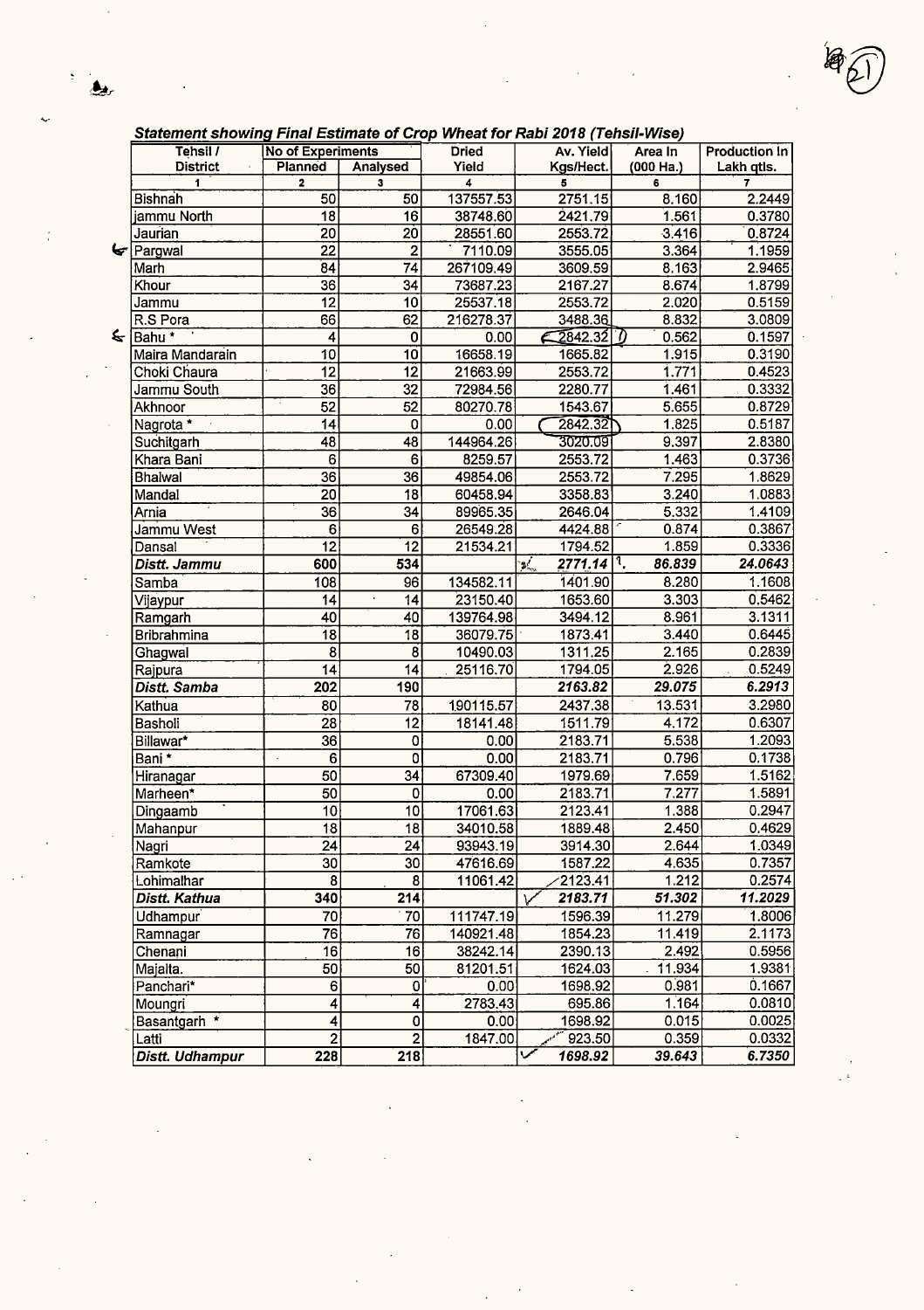***Statement showing Final Estimate of Crop Wheat for Rabi 2018 (Tehsil-Wise)***

| Tehsil / District | No of Experiments | | Dried Yield | Av. Yield Kgs/Hect. | Area In (000 Ha.) | Production In Lakh qtls. |
|---|---|---|---|---|---|---|
| | Planned | Analysed | | | | |
| 1 | 2 | 3 | 4 | 5 | 6 | 7 |
| Bishnah | 50 | 50 | 137557.53 | 2751.15 | 8.160 | 2.2449 |
| jammu North | 18 | 16 | 38748.60 | 2421.79 | 1.561 | 0.3780 |
| Jaurian | 20 | 20 | 28551.60 | 2553.72 | 3.416 | 0.8724 |
| Pargwal | 22 | 2 | 7110.09 | 3555.05 | 3.364 | 1.1959 |
| Marh | 84 | 74 | 267109.49 | 3609.59 | 8.163 | 2.9465 |
| Khour | 36 | 34 | 73687.23 | 2167.27 | 8.674 | 1.8799 |
| Jammu | 12 | 10 | 25537.18 | 2553.72 | 2.020 | 0.5159 |
| R.S Pora | 66 | 62 | 216278.37 | 3488.36 | 8.832 | 3.0809 |
| Bahu * | 4 | 0 | 0.00 | 2842.32 | 0.562 | 0.1597 |
| Maira Mandarain | 10 | 10 | 16658.19 | 1665.82 | 1.915 | 0.3190 |
| Choki Chaura | 12 | 12 | 21663.99 | 2553.72 | 1.771 | 0.4523 |
| Jammu South | 36 | 32 | 72984.56 | 2280.77 | 1.461 | 0.3332 |
| Akhnoor | 52 | 52 | 80270.78 | 1543.67 | 5.655 | 0.8729 |
| Nagrota * | 14 | 0 | 0.00 | 2842.32 | 1.825 | 0.5187 |
| Suchitgarh | 48 | 48 | 144964.26 | 3020.09 | 9.397 | 2.8380 |
| Khara Bani | 6 | 6 | 8259.57 | 2553.72 | 1.463 | 0.3736 |
| Bhalwal | 36 | 36 | 49854.06 | 2553.72 | 7.295 | 1.8629 |
| Mandal | 20 | 18 | 60458.94 | 3358.83 | 3.240 | 1.0883 |
| Arnia | 36 | 34 | 89965.35 | 2646.04 | 5.332 | 1.4109 |
| Jammu West | 6 | 6 | 26549.28 | 4424.88 | 0.874 | 0.3867 |
| Dansal | 12 | 12 | 21534.21 | 1794.52 | 1.859 | 0.3336 |
| ***Distt. Jammu*** | **600** | **534** | | ***2771.14*** | ***86.839*** | ***24.0643*** |
| Samba | 108 | 96 | 134582.11 | 1401.90 | 8.280 | 1.1608 |
| Vijaypur | 14 | 14 | 23150.40 | 1653.60 | 3.303 | 0.5462 |
| Ramgarh | 40 | 40 | 139764.98 | 3494.12 | 8.961 | 3.1311 |
| Bribrahmina | 18 | 18 | 36079.75 | 1873.41 | 3.440 | 0.6445 |
| Ghagwal | 8 | 8 | 10490.03 | 1311.25 | 2.165 | 0.2839 |
| Rajpura | 14 | 14 | 25116.70 | 1794.05 | 2.926 | 0.5249 |
| ***Distt. Samba*** | **202** | **190** | | ***2163.82*** | ***29.075*** | ***6.2913*** |
| Kathua | 80 | 78 | 190115.57 | 2437.38 | 13.531 | 3.2980 |
| Basholi | 28 | 12 | 18141.48 | 1511.79 | 4.172 | 0.6307 |
| Billawar* | 36 | 0 | 0.00 | 2183.71 | 5.538 | 1.2093 |
| Bani * | 6 | 0 | 0.00 | 2183.71 | 0.796 | 0.1738 |
| Hiranagar | 50 | 34 | 67309.40 | 1979.69 | 7.659 | 1.5162 |
| Marheen* | 50 | 0 | 0.00 | 2183.71 | 7.277 | 1.5891 |
| Dingaamb | 10 | 10 | 17061.63 | 2123.41 | 1.388 | 0.2947 |
| Mahanpur | 18 | 18 | 34010.58 | 1889.48 | 2.450 | 0.4629 |
| Nagri | 24 | 24 | 93943.19 | 3914.30 | 2.644 | 1.0349 |
| Ramkote | 30 | 30 | 47616.69 | 1587.22 | 4.635 | 0.7357 |
| Lohimalhar | 8 | 8 | 11061.42 | 2123.41 | 1.212 | 0.2574 |
| ***Distt. Kathua*** | **340** | **214** | | ***2183.71*** | ***51.302*** | ***11.2029*** |
| Udhampur | 70 | 70 | 111747.19 | 1596.39 | 11.279 | 1.8006 |
| Ramnagar | 76 | 76 | 140921.48 | 1854.23 | 11.419 | 2.1173 |
| Chenani | 16 | 16 | 38242.14 | 2390.13 | 2.492 | 0.5956 |
| Majalta. | 50 | 50 | 81201.51 | 1624.03 | 11.934 | 1.9381 |
| Panchari* | 6 | 0 | 0.00 | 1698.92 | 0.981 | 0.1667 |
| Moungri | 4 | 4 | 2783.43 | 695.86 | 1.164 | 0.0810 |
| Basantgarh * | 4 | 0 | 0.00 | 1698.92 | 0.015 | 0.0025 |
| Latti | 2 | 2 | 1847.00 | 923.50 | 0.359 | 0.0332 |
| ***Distt. Udhampur*** | **228** | **218** | | ***1698.92*** | ***39.643*** | ***6.7350*** |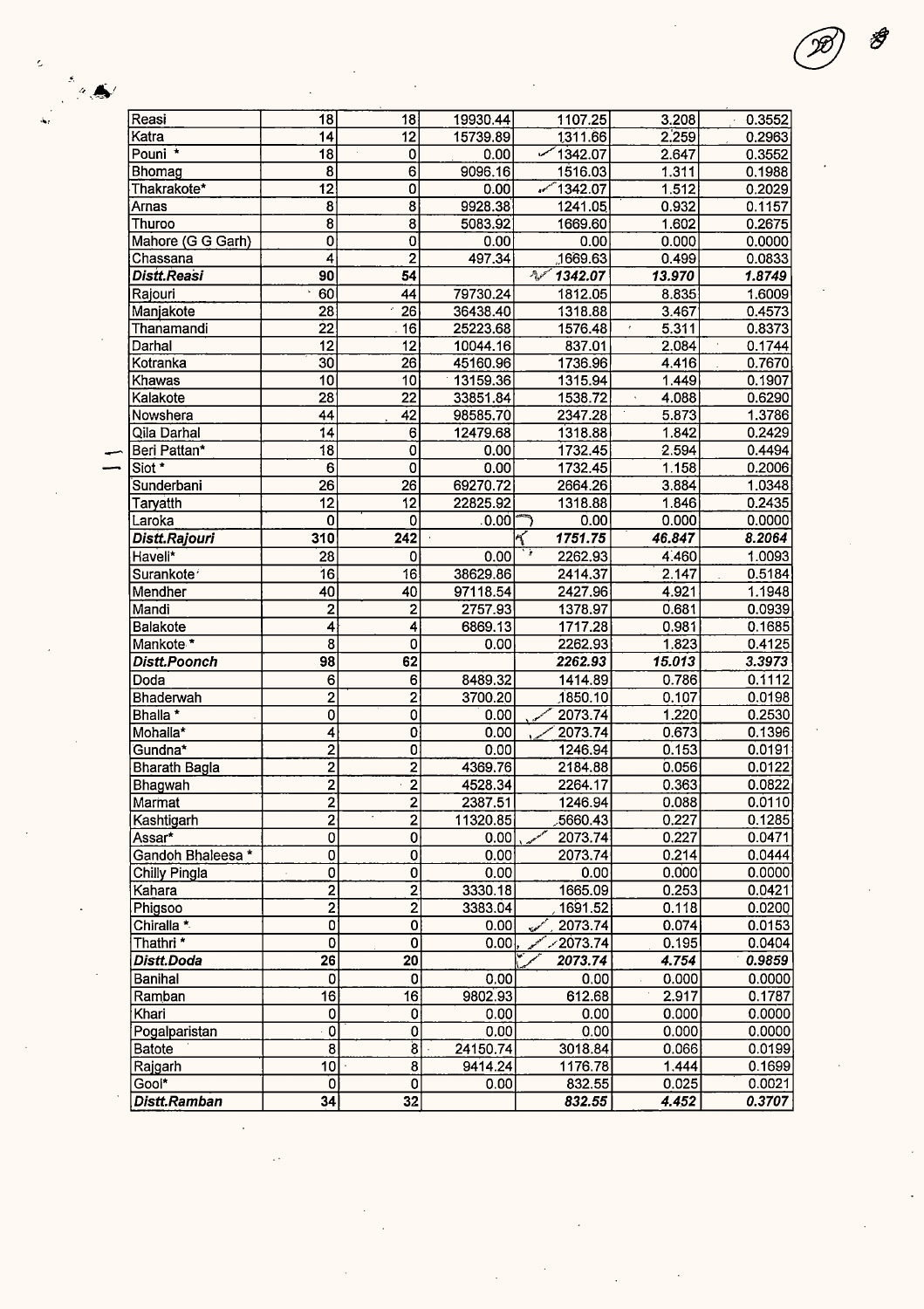| | | | | | | |
|---|---|---|---|---|---|---|
| Reasi | 18 | 18 | 19930.44 | 1107.25 | 3.208 | 0.3552 |
| Katra | 14 | 12 | 15739.89 | 1311.66 | 2.259 | 0.2963 |
| Pouni * | 18 | 0 | 0.00 | 1342.07 | 2.647 | 0.3552 |
| Bhomag | 8 | 6 | 9096.16 | 1516.03 | 1.311 | 0.1988 |
| Thakrakote* | 12 | 0 | 0.00 | 1342.07 | 1.512 | 0.2029 |
| Arnas | 8 | 8 | 9928.38 | 1241.05 | 0.932 | 0.1157 |
| Thuroo | 8 | 8 | 5083.92 | 1669.60 | 1.602 | 0.2675 |
| Mahore (G G Garh) | 0 | 0 | 0.00 | 0.00 | 0.000 | 0.0000 |
| Chassana | 4 | 2 | 497.34 | 1669.63 | 0.499 | 0.0833 |
| ***Distt.Reasi*** | **90** | **54** | | ***1342.07*** | ***13.970*** | ***1.8749*** |
| Rajouri | 60 | 44 | 79730.24 | 1812.05 | 8.835 | 1.6009 |
| Manjakote | 28 | 26 | 36438.40 | 1318.88 | 3.467 | 0.4573 |
| Thanamandi | 22 | 16 | 25223.68 | 1576.48 | 5.311 | 0.8373 |
| Darhal | 12 | 12 | 10044.16 | 837.01 | 2.084 | 0.1744 |
| Kotranka | 30 | 26 | 45160.96 | 1736.96 | 4.416 | 0.7670 |
| Khawas | 10 | 10 | 13159.36 | 1315.94 | 1.449 | 0.1907 |
| Kalakote | 28 | 22 | 33851.84 | 1538.72 | 4.088 | 0.6290 |
| Nowshera | 44 | 42 | 98585.70 | 2347.28 | 5.873 | 1.3786 |
| Qila Darhal | 14 | 6 | 12479.68 | 1318.88 | 1.842 | 0.2429 |
| Beri Pattan* | 18 | 0 | 0.00 | 1732.45 | 2.594 | 0.4494 |
| Siot * | 6 | 0 | 0.00 | 1732.45 | 1.158 | 0.2006 |
| Sunderbani | 26 | 26 | 69270.72 | 2664.26 | 3.884 | 1.0348 |
| Taryatth | 12 | 12 | 22825.92 | 1318.88 | 1.846 | 0.2435 |
| Laroka | 0 | 0 | 0.00 | 0.00 | 0.000 | 0.0000 |
| ***Distt.Rajouri*** | **310** | **242** | | ***1751.75*** | ***46.847*** | ***8.2064*** |
| Haveli* | 28 | 0 | 0.00 | 2262.93 | 4.460 | 1.0093 |
| Surankote | 16 | 16 | 38629.86 | 2414.37 | 2.147 | 0.5184 |
| Mendher | 40 | 40 | 97118.54 | 2427.96 | 4.921 | 1.1948 |
| Mandi | 2 | 2 | 2757.93 | 1378.97 | 0.681 | 0.0939 |
| Balakote | 4 | 4 | 6869.13 | 1717.28 | 0.981 | 0.1685 |
| Mankote * | 8 | 0 | 0.00 | 2262.93 | 1.823 | 0.4125 |
| ***Distt.Poonch*** | **98** | **62** | | ***2262.93*** | ***15.013*** | ***3.3973*** |
| Doda | 6 | 6 | 8489.32 | 1414.89 | 0.786 | 0.1112 |
| Bhaderwah | 2 | 2 | 3700.20 | 1850.10 | 0.107 | 0.0198 |
| Bhalla * | 0 | 0 | 0.00 | 2073.74 | 1.220 | 0.2530 |
| Mohalla* | 4 | 0 | 0.00 | 2073.74 | 0.673 | 0.1396 |
| Gundna* | 2 | 0 | 0.00 | 1246.94 | 0.153 | 0.0191 |
| Bharath Bagla | 2 | 2 | 4369.76 | 2184.88 | 0.056 | 0.0122 |
| Bhagwah | 2 | 2 | 4528.34 | 2264.17 | 0.363 | 0.0822 |
| Marmat | 2 | 2 | 2387.51 | 1246.94 | 0.088 | 0.0110 |
| Kashtigarh | 2 | 2 | 11320.85 | 5660.43 | 0.227 | 0.1285 |
| Assar* | 0 | 0 | 0.00 | 2073.74 | 0.227 | 0.0471 |
| Gandoh Bhaleesa * | 0 | 0 | 0.00 | 2073.74 | 0.214 | 0.0444 |
| Chilly Pingla | 0 | 0 | 0.00 | 0.00 | 0.000 | 0.0000 |
| Kahara | 2 | 2 | 3330.18 | 1665.09 | 0.253 | 0.0421 |
| Phigsoo | 2 | 2 | 3383.04 | 1691.52 | 0.118 | 0.0200 |
| Chiralla * | 0 | 0 | 0.00 | 2073.74 | 0.074 | 0.0153 |
| Thathri * | 0 | 0 | 0.00 | 2073.74 | 0.195 | 0.0404 |
| ***Distt.Doda*** | **26** | **20** | | ***2073.74*** | ***4.754*** | ***0.9859*** |
| Banihal | 0 | 0 | 0.00 | 0.00 | 0.000 | 0.0000 |
| Ramban | 16 | 16 | 9802.93 | 612.68 | 2.917 | 0.1787 |
| Khari | 0 | 0 | 0.00 | 0.00 | 0.000 | 0.0000 |
| Pogalparistan | 0 | 0 | 0.00 | 0.00 | 0.000 | 0.0000 |
| Batote | 8 | 8 | 24150.74 | 3018.84 | 0.066 | 0.0199 |
| Rajgarh | 10 | 8 | 9414.24 | 1176.78 | 1.444 | 0.1699 |
| Gool* | 0 | 0 | 0.00 | 832.55 | 0.025 | 0.0021 |
| ***Distt.Ramban*** | **34** | **32** | | ***832.55*** | ***4.452*** | ***0.3707*** |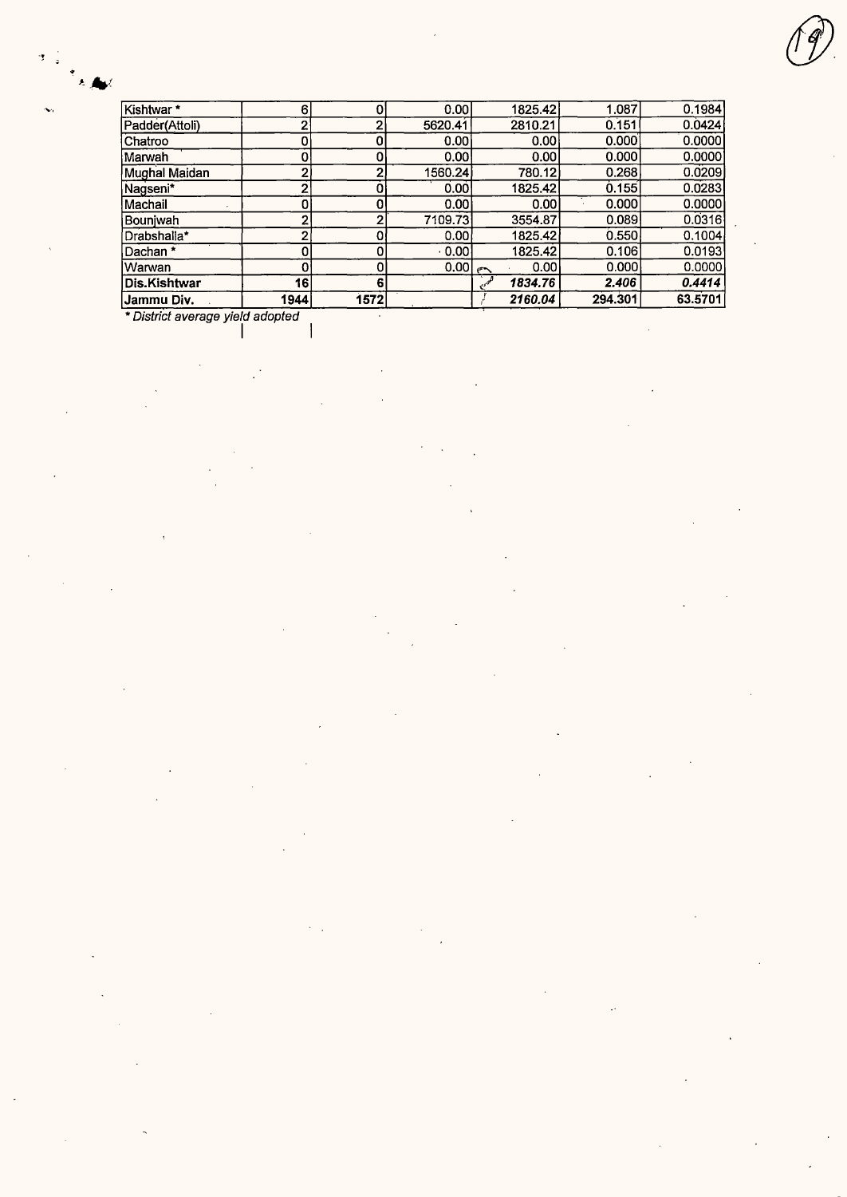| | | | | | | |
|---|---|---|---|---|---|---|
| Kishtwar * | 6 | 0 | 0.00 | 1825.42 | 1.087 | 0.1984 |
| Padder(Attoli) | 2 | 2 | 5620.41 | 2810.21 | 0.151 | 0.0424 |
| Chatroo | 0 | 0 | 0.00 | 0.00 | 0.000 | 0.0000 |
| Marwah | 0 | 0 | 0.00 | 0.00 | 0.000 | 0.0000 |
| Mughal Maidan | 2 | 2 | 1560.24 | 780.12 | 0.268 | 0.0209 |
| Nagseni* | 2 | 0 | 0.00 | 1825.42 | 0.155 | 0.0283 |
| Machail | 0 | 0 | 0.00 | 0.00 | 0.000 | 0.0000 |
| Bounjwah | 2 | 2 | 7109.73 | 3554.87 | 0.089 | 0.0316 |
| Drabshalla* | 2 | 0 | 0.00 | 1825.42 | 0.550 | 0.1004 |
| Dachan * | 0 | 0 | 0.00 | 1825.42 | 0.106 | 0.0193 |
| Warwan | 0 | 0 | 0.00 | 0.00 | 0.000 | 0.0000 |
| **Dis.Kishtwar** | **16** | **6** | | ***1834.76*** | ***2.406*** | ***0.4414*** |
| **Jammu Div.** | **1944** | **1572** | | ***2160.04*** | **294.301** | **63.5701** |

*\* District average yield adopted*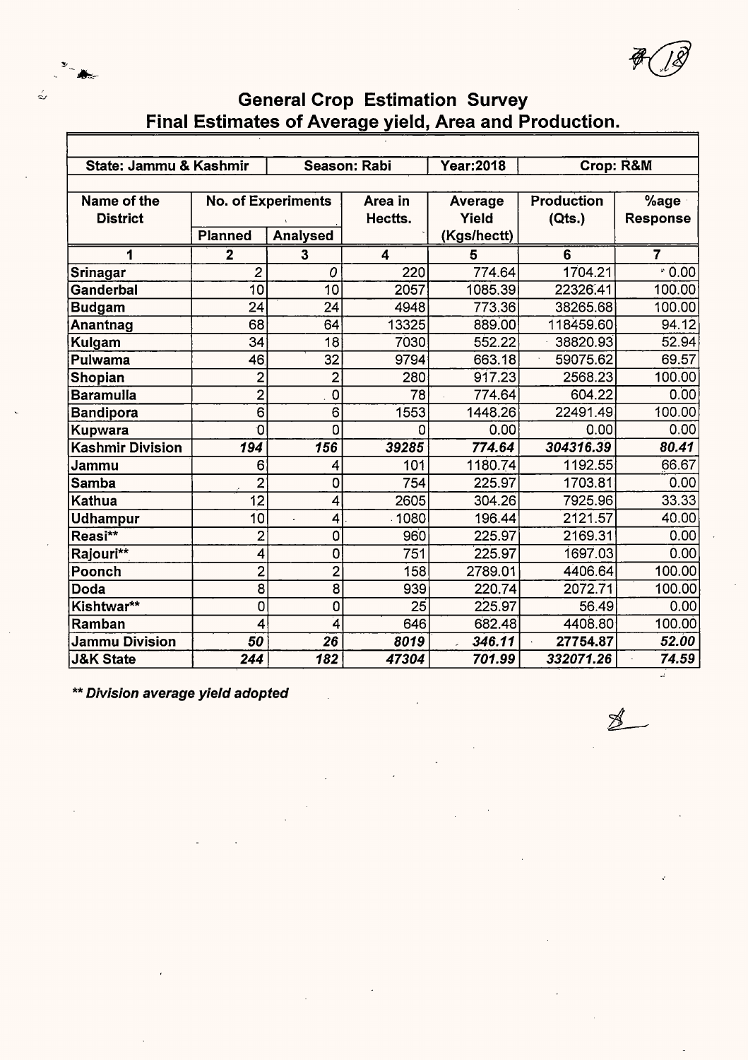# General Crop Estimation Survey
## Final Estimates of Average yield, Area and Production.

| State: Jammu & Kashmir | | Season: Rabi | | Year:2018 | Crop: R&M | |
|---|---|---|---|---|---|---|
| Name of the District | No. of Experiments | | Area in Hectts. | Average Yield (Kgs/hectt) | Production (Qts.) | %age Response |
| | Planned | Analysed | | | | |
| 1 | 2 | 3 | 4 | 5 | 6 | 7 |
| Srinagar | 2 | 0 | 220 | 774.64 | 1704.21 | 0.00 |
| Ganderbal | 10 | 10 | 2057 | 1085.39 | 22326.41 | 100.00 |
| Budgam | 24 | 24 | 4948 | 773.36 | 38265.68 | 100.00 |
| Anantnag | 68 | 64 | 13325 | 889.00 | 118459.60 | 94.12 |
| Kulgam | 34 | 18 | 7030 | 552.22 | 38820.93 | 52.94 |
| Pulwama | 46 | 32 | 9794 | 663.18 | 59075.62 | 69.57 |
| Shopian | 2 | 2 | 280 | 917.23 | 2568.23 | 100.00 |
| Baramulla | 2 | 0 | 78 | 774.64 | 604.22 | 0.00 |
| Bandipora | 6 | 6 | 1553 | 1448.26 | 22491.49 | 100.00 |
| Kupwara | 0 | 0 | 0 | 0.00 | 0.00 | 0.00 |
| **Kashmir Division** | ***194*** | ***156*** | ***39285*** | ***774.64*** | ***304316.39*** | ***80.41*** |
| Jammu | 6 | 4 | 101 | 1180.74 | 1192.55 | 66.67 |
| Samba | 2 | 0 | 754 | 225.97 | 1703.81 | 0.00 |
| Kathua | 12 | 4 | 2605 | 304.26 | 7925.96 | 33.33 |
| Udhampur | 10 | 4 | 1080 | 196.44 | 2121.57 | 40.00 |
| Reasi** | 2 | 0 | 960 | 225.97 | 2169.31 | 0.00 |
| Rajouri** | 4 | 0 | 751 | 225.97 | 1697.03 | 0.00 |
| Poonch | 2 | 2 | 158 | 2789.01 | 4406.64 | 100.00 |
| Doda | 8 | 8 | 939 | 220.74 | 2072.71 | 100.00 |
| Kishtwar** | 0 | 0 | 25 | 225.97 | 56.49 | 0.00 |
| Ramban | 4 | 4 | 646 | 682.48 | 4408.80 | 100.00 |
| **Jammu Division** | ***50*** | ***26*** | ***8019*** | ***346.11*** | ***27754.87*** | ***52.00*** |
| **J&K State** | ***244*** | ***182*** | ***47304*** | ***701.99*** | ***332071.26*** | ***74.59*** |

***\*\* Division average yield adopted***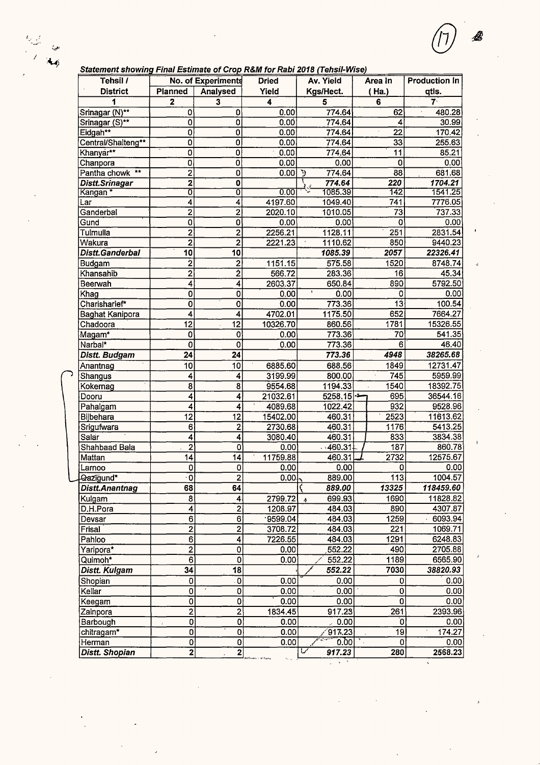*Statement showing Final Estimate of Crop R&M for Rabi 2018 (Tehsil-Wise)*

| Tehsil / District | No. of Experiments Planned | No. of Experiments Analysed | Dried Yield | Av. Yield Kgs/Hect. | Area In ( Ha.) | Production In qtls. |
|---|---|---|---|---|---|---|
| 1 | 2 | 3 | 4 | 5 | 6 | 7 |
| Srinagar (N)** | 0 | 0 | 0.00 | 774.64 | 62 | 480.28 |
| Srinagar (S)** | 0 | 0 | 0.00 | 774.64 | 4 | 30.99 |
| Eidgah** | 0 | 0 | 0.00 | 774.64 | 22 | 170.42 |
| Central/Shalteng** | 0 | 0 | 0.00 | 774.64 | 33 | 255.63 |
| Khanyar** | 0 | 0 | 0.00 | 774.64 | 11 | 85.21 |
| Chanpora | 0 | 0 | 0.00 | 0.00 | 0 | 0.00 |
| Pantha chowk ** | 2 | 0 | 0.00 | 774.64 | 88 | 681.68 |
| ***Distt.Srinagar*** | **2** | **0** | | ***774.64*** | ***220*** | ***1704.21*** |
| Kangan * | 0 | 0 | 0.00 | 1085.39 | 142 | 1541.25 |
| Lar | 4 | 4 | 4197.60 | 1049.40 | 741 | 7776.05 |
| Ganderbal | 2 | 2 | 2020.10 | 1010.05 | 73 | 737.33 |
| Gund | 0 | 0 | 0.00 | 0.00 | 0 | 0.00 |
| Tulmulla | 2 | 2 | 2256.21 | 1128.11 | 251 | 2831.54 |
| Wakura | 2 | 2 | 2221.23 | 1110.62 | 850 | 9440.23 |
| ***Distt.Ganderbal*** | **10** | **10** | | ***1085.39*** | ***2057*** | ***22326.41*** |
| Budgam | 2 | 2 | 1151.15 | 575.58 | 1520 | 8748.74 |
| Khansahib | 2 | 2 | 566.72 | 283.36 | 16 | 45.34 |
| Beerwah | 4 | 4 | 2603.37 | 650.84 | 890 | 5792.50 |
| Khag | 0 | 0 | 0.00 | 0.00 | 0 | 0.00 |
| Charisharief* | 0 | 0 | 0.00 | 773.36 | 13 | 100.54 |
| Baghat Kanipora | 4 | 4 | 4702.01 | 1175.50 | 652 | 7664.27 |
| Chadoora | 12 | 12 | 10326.70 | 860.56 | 1781 | 15326.55 |
| Magam* | 0 | 0 | 0.00 | 773.36 | 70 | 541.35 |
| Narbal* | 0 | 0 | 0.00 | 773.36 | 6 | 46.40 |
| ***Distt. Budgam*** | **24** | **24** | | ***773.36*** | ***4948*** | ***38265.68*** |
| Anantnag | 10 | 10 | 6885.60 | 688.56 | 1849 | 12731.47 |
| Shangus | 4 | 4 | 3199.99 | 800.00 | 745 | 5959.99 |
| Kokernag | 8 | 8 | 9554.68 | 1194.33 | 1540 | 18392.75 |
| Dooru | 4 | 4 | 21032.61 | 5258.15 | 695 | 36544.16 |
| Pahalgam | 4 | 4 | 4089.68 | 1022.42 | 932 | 9528.96 |
| Bijbehara | 12 | 12 | 15402.00 | 460.31 | 2523 | 11613.62 |
| Srigufwara | 6 | 2 | 2730.68 | 460.31 | 1176 | 5413.25 |
| Salar | 4 | 4 | 3080.40 | 460.31 | 833 | 3834.38 |
| Shahbaad Bala | 2 | 0 | 0.00 | 460.31 | 187 | 860.78 |
| Mattan | 14 | 14 | 11759.88 | 460.31 | 2732 | 12575.67 |
| Larnoo | 0 | 0 | 0.00 | 0.00 | 0 | 0.00 |
| Qazigund* | 0 | 2 | 0.00 | 889.00 | 113 | 1004.57 |
| ***Distt.Anantnag*** | **68** | **64** | | ***889.00*** | ***13325*** | ***118459.60*** |
| Kulgam | 8 | 4 | 2799.72 | 699.93 | 1690 | 11828.82 |
| D.H.Pora | 4 | 2 | 1208.97 | 484.03 | 890 | 4307.87 |
| Devsar | 6 | 6 | 9599.04 | 484.03 | 1259 | 6093.94 |
| Frisal | 2 | 2 | 3708.72 | 484.03 | 221 | 1069.71 |
| Pahloo | 6 | 4 | 7226.55 | 484.03 | 1291 | 6248.83 |
| Yaripora* | 2 | 0 | 0.00 | 552.22 | 490 | 2705.88 |
| Quimoh* | 6 | 0 | 0.00 | 552.22 | 1189 | 6565.90 |
| ***Distt. Kulgam*** | **34** | **18** | | ***552.22*** | ***7030*** | ***38820.93*** |
| Shopian | 0 | 0 | 0.00 | 0.00 | 0 | 0.00 |
| Kellar | 0 | 0 | 0.00 | 0.00 | 0 | 0.00 |
| Keegam | 0 | 0 | 0.00 | 0.00 | 0 | 0.00 |
| Zainpora | 2 | 2 | 1834.45 | 917.23 | 261 | 2393.96 |
| Barbough | 0 | 0 | 0.00 | 0.00 | 0 | 0.00 |
| chitragam* | 0 | 0 | 0.00 | 917.23 | 19 | 174.27 |
| Herman | 0 | 0 | 0.00 | 0.00 | 0 | 0.00 |
| ***Distt. Shopian*** | **2** | **2** | | ***917.23*** | ***280*** | ***2568.23*** |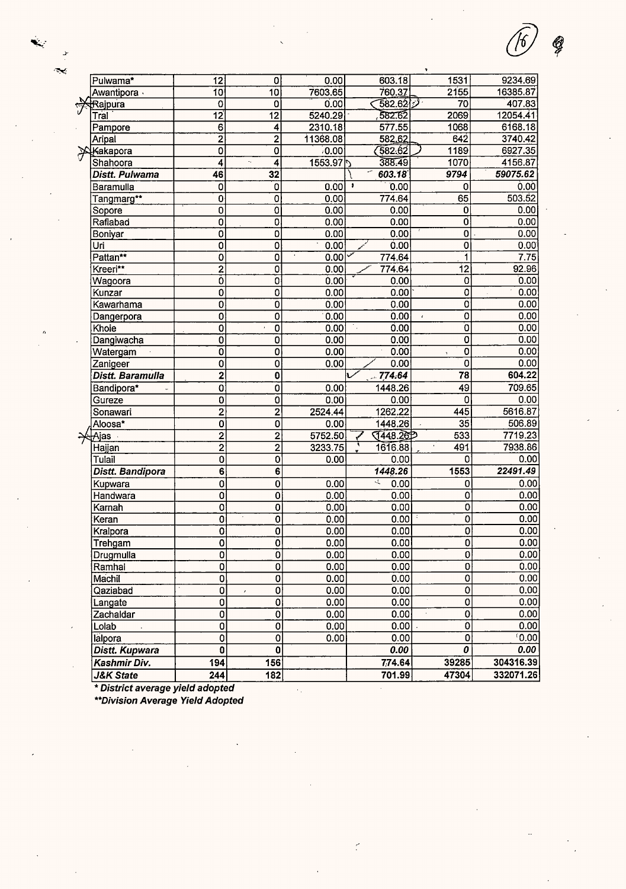| | | | | | | |
|---|---|---|---|---|---|---|
| Pulwama* | 12 | 0 | 0.00 | 603.18 | 1531 | 9234.69 |
| Awantipora | 10 | 10 | 7603.65 | 760.37 | 2155 | 16385.87 |
| Rajpura | 0 | 0 | 0.00 | 582.62 | 70 | 407.83 |
| Tral | 12 | 12 | 5240.29 | 582.62 | 2069 | 12054.41 |
| Pampore | 6 | 4 | 2310.18 | 577.55 | 1068 | 6168.18 |
| Aripal | 2 | 2 | 11368.08 | 582.62 | 642 | 3740.42 |
| Kakapora | 0 | 0 | 0.00 | 582.62 | 1189 | 6927.35 |
| Shahoora | 4 | 4 | 1553.97 | 388.49 | 1070 | 4156.87 |
| ***Distt. Pulwama*** | **46** | **32** | | ***603.18*** | ***9794*** | ***59075.62*** |
| Baramulla | 0 | 0 | 0.00 | 0.00 | 0 | 0.00 |
| Tangmarg** | 0 | 0 | 0.00 | 774.64 | 65 | 503.52 |
| Sopore | 0 | 0 | 0.00 | 0.00 | 0 | 0.00 |
| Rafiabad | 0 | 0 | 0.00 | 0.00 | 0 | 0.00 |
| Boniyar | 0 | 0 | 0.00 | 0.00 | 0 | 0.00 |
| Uri | 0 | 0 | 0.00 | 0.00 | 0 | 0.00 |
| Pattan** | 0 | 0 | 0.00 | 774.64 | 1 | 7.75 |
| Kreeri** | 2 | 0 | 0.00 | 774.64 | 12 | 92.96 |
| Wagoora | 0 | 0 | 0.00 | 0.00 | 0 | 0.00 |
| Kunzar | 0 | 0 | 0.00 | 0.00 | 0 | 0.00 |
| Kawarhama | 0 | 0 | 0.00 | 0.00 | 0 | 0.00 |
| Dangerpora | 0 | 0 | 0.00 | 0.00 | 0 | 0.00 |
| Khoie | 0 | 0 | 0.00 | 0.00 | 0 | 0.00 |
| Dangiwacha | 0 | 0 | 0.00 | 0.00 | 0 | 0.00 |
| Watergam | 0 | 0 | 0.00 | 0.00 | 0 | 0.00 |
| Zanigeer | 0 | 0 | 0.00 | 0.00 | 0 | 0.00 |
| ***Distt. Baramulla*** | **2** | **0** | | ***774.64*** | **78** | **604.22** |
| Bandipora* | 0 | 0 | 0.00 | 1448.26 | 49 | 709.65 |
| Gureze | 0 | 0 | 0.00 | 0.00 | 0 | 0.00 |
| Sonawari | 2 | 2 | 2524.44 | 1262.22 | 445 | 5616.87 |
| Aloosa* | 0 | 0 | 0.00 | 1448.26 | 35 | 506.89 |
| Ajas | 2 | 2 | 5752.50 | 1448.26 | 533 | 7719.23 |
| Hajjan | 2 | 2 | 3233.75 | 1616.88 | 491 | 7938.86 |
| Tulail | 0 | 0 | 0.00 | 0.00 | 0 | 0.00 |
| ***Distt. Bandipora*** | **6** | **6** | | ***1448.26*** | **1553** | ***22491.49*** |
| Kupwara | 0 | 0 | 0.00 | 0.00 | 0 | 0.00 |
| Handwara | 0 | 0 | 0.00 | 0.00 | 0 | 0.00 |
| Karnah | 0 | 0 | 0.00 | 0.00 | 0 | 0.00 |
| Keran | 0 | 0 | 0.00 | 0.00 | 0 | 0.00 |
| Kralpora | 0 | 0 | 0.00 | 0.00 | 0 | 0.00 |
| Trehgam | 0 | 0 | 0.00 | 0.00 | 0 | 0.00 |
| Drugmulla | 0 | 0 | 0.00 | 0.00 | 0 | 0.00 |
| Ramhal | 0 | 0 | 0.00 | 0.00 | 0 | 0.00 |
| Machil | 0 | 0 | 0.00 | 0.00 | 0 | 0.00 |
| Qaziabad | 0 | 0 | 0.00 | 0.00 | 0 | 0.00 |
| Langate | 0 | 0 | 0.00 | 0.00 | 0 | 0.00 |
| Zachaldar | 0 | 0 | 0.00 | 0.00 | 0 | 0.00 |
| Lolab | 0 | 0 | 0.00 | 0.00 | 0 | 0.00 |
| lalpora | 0 | 0 | 0.00 | 0.00 | 0 | 0.00 |
| ***Distt. Kupwara*** | **0** | **0** | | ***0.00*** | ***0*** | ***0.00*** |
| ***Kashmir Div.*** | **194** | **156** | | **774.64** | **39285** | **304316.39** |
| ***J&K State*** | **244** | **182** | | **701.99** | **47304** | **332071.26** |

***\* District average yield adopted***

***\*\*Division Average Yield Adopted***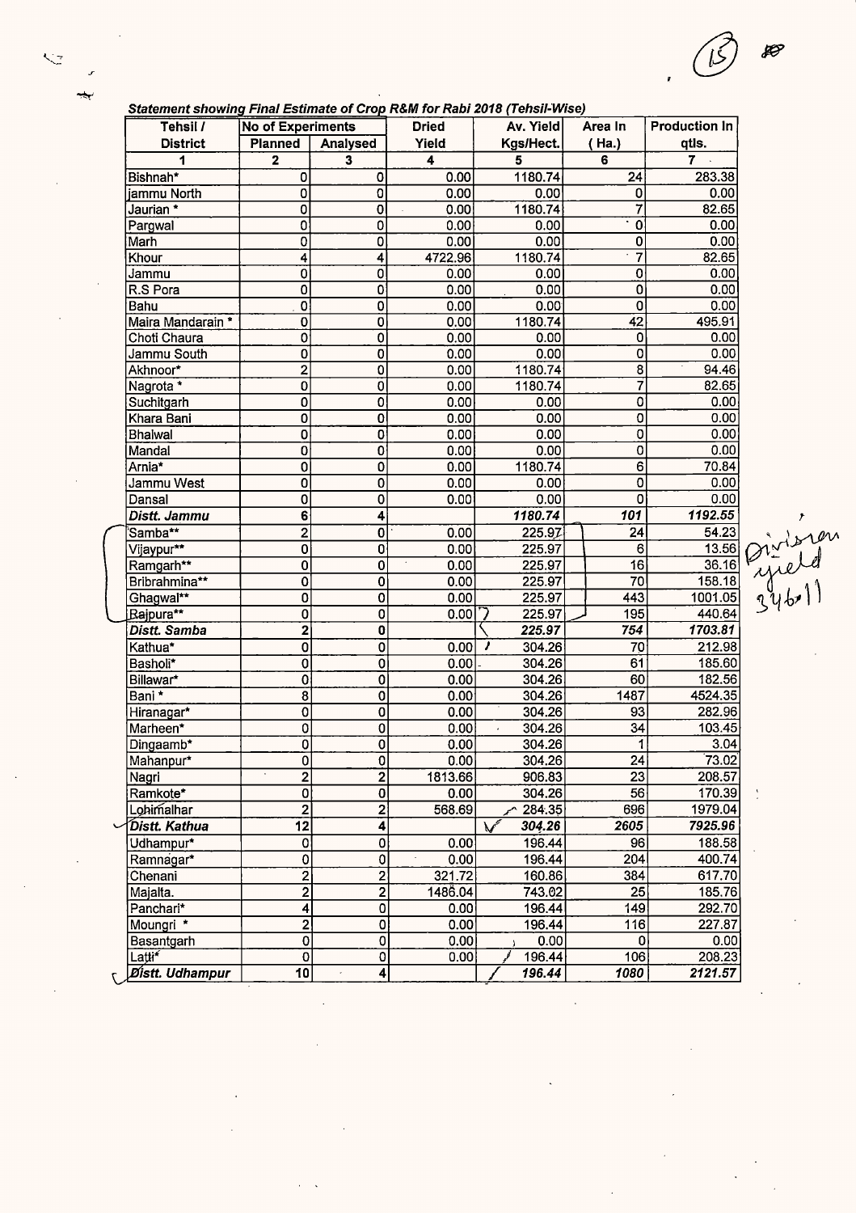***Statement showing Final Estimate of Crop R&M for Rabi 2018 (Tehsil-Wise)***

| Tehsil / District | No of Experiments | | Dried Yield | Av. Yield Kgs/Hect. | Area In ( Ha.) | Production In qtls. |
|---|---|---|---|---|---|---|
| | Planned | Analysed | | | | |
| 1 | 2 | 3 | 4 | 5 | 6 | 7 |
| Bishnah* | 0 | 0 | 0.00 | 1180.74 | 24 | 283.38 |
| jammu North | 0 | 0 | 0.00 | 0.00 | 0 | 0.00 |
| Jaurian * | 0 | 0 | 0.00 | 1180.74 | 7 | 82.65 |
| Pargwal | 0 | 0 | 0.00 | 0.00 | 0 | 0.00 |
| Marh | 0 | 0 | 0.00 | 0.00 | 0 | 0.00 |
| Khour | 4 | 4 | 4722.96 | 1180.74 | 7 | 82.65 |
| Jammu | 0 | 0 | 0.00 | 0.00 | 0 | 0.00 |
| R.S Pora | 0 | 0 | 0.00 | 0.00 | 0 | 0.00 |
| Bahu | 0 | 0 | 0.00 | 0.00 | 0 | 0.00 |
| Maira Mandarain * | 0 | 0 | 0.00 | 1180.74 | 42 | 495.91 |
| Choti Chaura | 0 | 0 | 0.00 | 0.00 | 0 | 0.00 |
| Jammu South | 0 | 0 | 0.00 | 0.00 | 0 | 0.00 |
| Akhnoor* | 2 | 0 | 0.00 | 1180.74 | 8 | 94.46 |
| Nagrota * | 0 | 0 | 0.00 | 1180.74 | 7 | 82.65 |
| Suchitgarh | 0 | 0 | 0.00 | 0.00 | 0 | 0.00 |
| Khara Bani | 0 | 0 | 0.00 | 0.00 | 0 | 0.00 |
| Bhalwal | 0 | 0 | 0.00 | 0.00 | 0 | 0.00 |
| Mandal | 0 | 0 | 0.00 | 0.00 | 0 | 0.00 |
| Arnia* | 0 | 0 | 0.00 | 1180.74 | 6 | 70.84 |
| Jammu West | 0 | 0 | 0.00 | 0.00 | 0 | 0.00 |
| Dansal | 0 | 0 | 0.00 | 0.00 | 0 | 0.00 |
| ***Distt. Jammu*** | **6** | **4** | | ***1180.74*** | ***101*** | ***1192.55*** |
| Samba** | 2 | 0 | 0.00 | 225.97 | 24 | 54.23 |
| Vijaypur** | 0 | 0 | 0.00 | 225.97 | 6 | 13.56 |
| Ramgarh** | 0 | 0 | 0.00 | 225.97 | 16 | 36.16 |
| Bribrahmina** | 0 | 0 | 0.00 | 225.97 | 70 | 158.18 |
| Ghagwal** | 0 | 0 | 0.00 | 225.97 | 443 | 1001.05 |
| Rajpura** | 0 | 0 | 0.00 | 225.97 | 195 | 440.64 |
| ***Distt. Samba*** | **2** | **0** | | ***225.97*** | ***754*** | ***1703.81*** |
| Kathua* | 0 | 0 | 0.00 | 304.26 | 70 | 212.98 |
| Basholi* | 0 | 0 | 0.00 | 304.26 | 61 | 185.60 |
| Billawar* | 0 | 0 | 0.00 | 304.26 | 60 | 182.56 |
| Bani * | 8 | 0 | 0.00 | 304.26 | 1487 | 4524.35 |
| Hiranagar* | 0 | 0 | 0.00 | 304.26 | 93 | 282.96 |
| Marheen* | 0 | 0 | 0.00 | 304.26 | 34 | 103.45 |
| Dingaamb* | 0 | 0 | 0.00 | 304.26 | 1 | 3.04 |
| Mahanpur* | 0 | 0 | 0.00 | 304.26 | 24 | 73.02 |
| Nagri | 2 | 2 | 1813.66 | 906.83 | 23 | 208.57 |
| Ramkote* | 0 | 0 | 0.00 | 304.26 | 56 | 170.39 |
| Lohimalhar | 2 | 2 | 568.69 | 284.35 | 696 | 1979.04 |
| ***Distt. Kathua*** | **12** | **4** | | ***304.26*** | ***2605*** | ***7925.96*** |
| Udhampur* | 0 | 0 | 0.00 | 196.44 | 96 | 188.58 |
| Ramnagar* | 0 | 0 | 0.00 | 196.44 | 204 | 400.74 |
| Chenani | 2 | 2 | 321.72 | 160.86 | 384 | 617.70 |
| Majalta. | 2 | 2 | 1486.04 | 743.02 | 25 | 185.76 |
| Panchari* | 4 | 0 | 0.00 | 196.44 | 149 | 292.70 |
| Moungri * | 2 | 0 | 0.00 | 196.44 | 116 | 227.87 |
| Basantgarh | 0 | 0 | 0.00 | 0.00 | 0 | 0.00 |
| Latti* | 0 | 0 | 0.00 | 196.44 | 106 | 208.23 |
| ***Distt. Udhampur*** | **10** | **4** | | ***196.44*** | ***1080*** | ***2121.57*** |

Division yield 346.11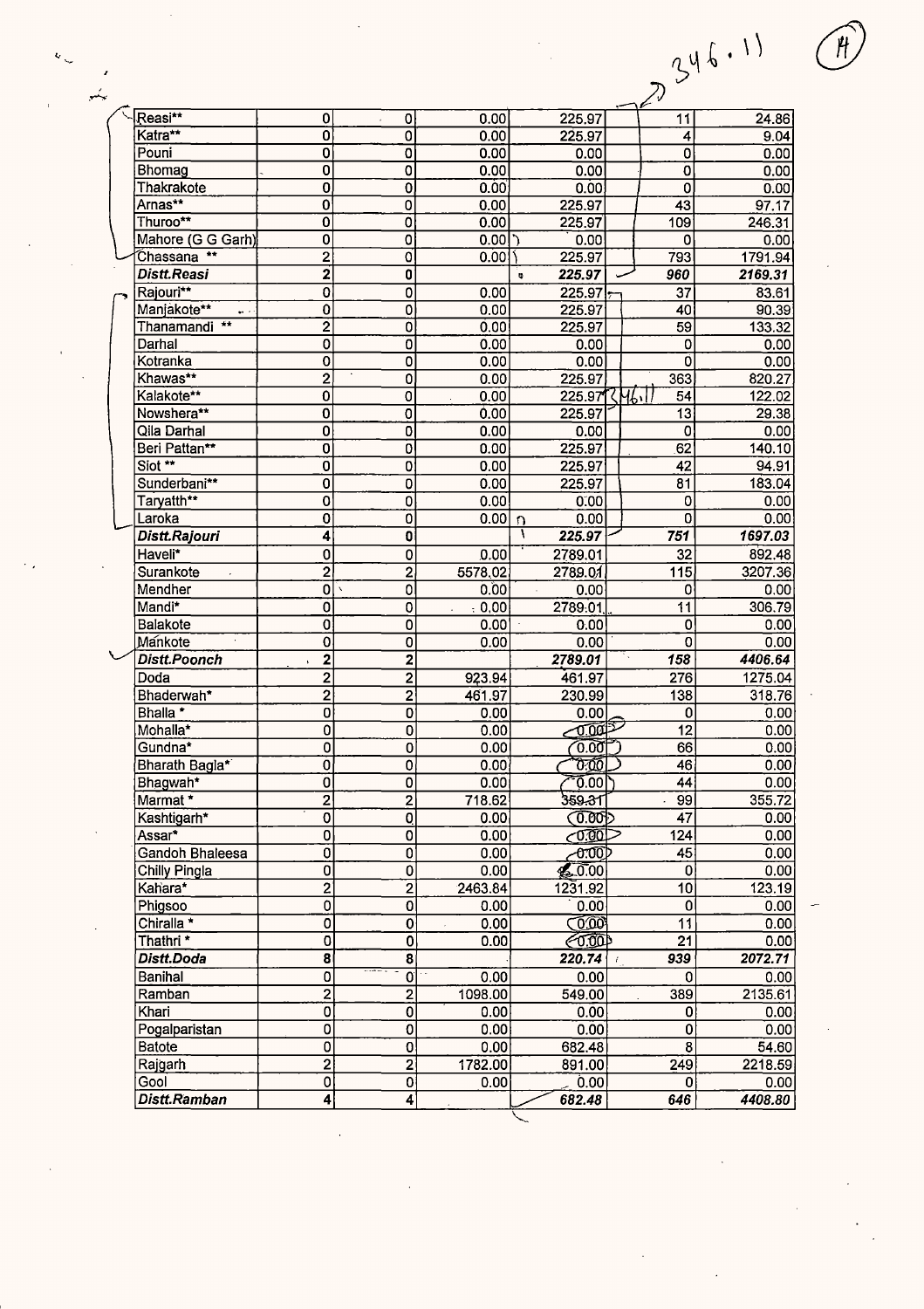| Reasi** | 0 | 0 | 0.00 | 225.97 | 11 | 24.86 |
|---|---|---|---|---|---|---|
| Katra** | 0 | 0 | 0.00 | 225.97 | 4 | 9.04 |
| Pouni | 0 | 0 | 0.00 | 0.00 | 0 | 0.00 |
| Bhomag | 0 | 0 | 0.00 | 0.00 | 0 | 0.00 |
| Thakrakote | 0 | 0 | 0.00 | 0.00 | 0 | 0.00 |
| Arnas** | 0 | 0 | 0.00 | 225.97 | 43 | 97.17 |
| Thuroo** | 0 | 0 | 0.00 | 225.97 | 109 | 246.31 |
| Mahore (G G Garh) | 0 | 0 | 0.00 | 0.00 | 0 | 0.00 |
| Chassana ** | 2 | 0 | 0.00 | 225.97 | 793 | 1791.94 |
| ***Distt.Reasi*** | **2** | **0** | | ***225.97*** | ***960*** | ***2169.31*** |
| Rajouri** | 0 | 0 | 0.00 | 225.97 | 37 | 83.61 |
| Manjakote** | 0 | 0 | 0.00 | 225.97 | 40 | 90.39 |
| Thanamandi ** | 2 | 0 | 0.00 | 225.97 | 59 | 133.32 |
| Darhal | 0 | 0 | 0.00 | 0.00 | 0 | 0.00 |
| Kotranka | 0 | 0 | 0.00 | 0.00 | 0 | 0.00 |
| Khawas** | 2 | 0 | 0.00 | 225.97 | 363 | 820.27 |
| Kalakote** | 0 | 0 | 0.00 | 225.97 | 54 | 122.02 |
| Nowshera** | 0 | 0 | 0.00 | 225.97 | 13 | 29.38 |
| Qila Darhal | 0 | 0 | 0.00 | 0.00 | 0 | 0.00 |
| Beri Pattan** | 0 | 0 | 0.00 | 225.97 | 62 | 140.10 |
| Siot ** | 0 | 0 | 0.00 | 225.97 | 42 | 94.91 |
| Sunderbani** | 0 | 0 | 0.00 | 225.97 | 81 | 183.04 |
| Taryatth** | 0 | 0 | 0.00 | 0.00 | 0 | 0.00 |
| Laroka | 0 | 0 | 0.00 | 0.00 | 0 | 0.00 |
| ***Distt.Rajouri*** | **4** | **0** | | ***225.97*** | ***751*** | ***1697.03*** |
| Haveli* | 0 | 0 | 0.00 | 2789.01 | 32 | 892.48 |
| Surankote | 2 | 2 | 5578.02 | 2789.01 | 115 | 3207.36 |
| Mendher | 0 | 0 | 0.00 | 0.00 | 0 | 0.00 |
| Mandi* | 0 | 0 | 0.00 | 2789.01 | 11 | 306.79 |
| Balakote | 0 | 0 | 0.00 | 0.00 | 0 | 0.00 |
| Mankote | 0 | 0 | 0.00 | 0.00 | 0 | 0.00 |
| ***Distt.Poonch*** | **2** | **2** | | ***2789.01*** | ***158*** | ***4406.64*** |
| Doda | 2 | 2 | 923.94 | 461.97 | 276 | 1275.04 |
| Bhaderwah* | 2 | 2 | 461.97 | 230.99 | 138 | 318.76 |
| Bhalla * | 0 | 0 | 0.00 | 0.00 | 0 | 0.00 |
| Mohalla* | 0 | 0 | 0.00 | 0.00 | 12 | 0.00 |
| Gundna* | 0 | 0 | 0.00 | 0.00 | 66 | 0.00 |
| Bharath Bagla* | 0 | 0 | 0.00 | 0.00 | 46 | 0.00 |
| Bhagwah* | 0 | 0 | 0.00 | 0.00 | 44 | 0.00 |
| Marmat * | 2 | 2 | 718.62 | 359.31 | 99 | 355.72 |
| Kashtigarh* | 0 | 0 | 0.00 | 0.00 | 47 | 0.00 |
| Assar* | 0 | 0 | 0.00 | 0.00 | 124 | 0.00 |
| Gandoh Bhaleesa | 0 | 0 | 0.00 | 0.00 | 45 | 0.00 |
| Chilly Pingla | 0 | 0 | 0.00 | 0.00 | 0 | 0.00 |
| Kahara* | 2 | 2 | 2463.84 | 1231.92 | 10 | 123.19 |
| Phigsoo | 0 | 0 | 0.00 | 0.00 | 0 | 0.00 |
| Chiralla * | 0 | 0 | 0.00 | 0.00 | 11 | 0.00 |
| Thathri * | 0 | 0 | 0.00 | 0.00 | 21 | 0.00 |
| ***Distt.Doda*** | **8** | **8** | | ***220.74*** | ***939*** | ***2072.71*** |
| Banihal | 0 | 0 | 0.00 | 0.00 | 0 | 0.00 |
| Ramban | 2 | 2 | 1098.00 | 549.00 | 389 | 2135.61 |
| Khari | 0 | 0 | 0.00 | 0.00 | 0 | 0.00 |
| Pogalparistan | 0 | 0 | 0.00 | 0.00 | 0 | 0.00 |
| Batote | 0 | 0 | 0.00 | 682.48 | 8 | 54.60 |
| Rajgarh | 2 | 2 | 1782.00 | 891.00 | 249 | 2218.59 |
| Gool | 0 | 0 | 0.00 | 0.00 | 0 | 0.00 |
| ***Distt.Ramban*** | **4** | **4** | | ***682.48*** | ***646*** | ***4408.80*** |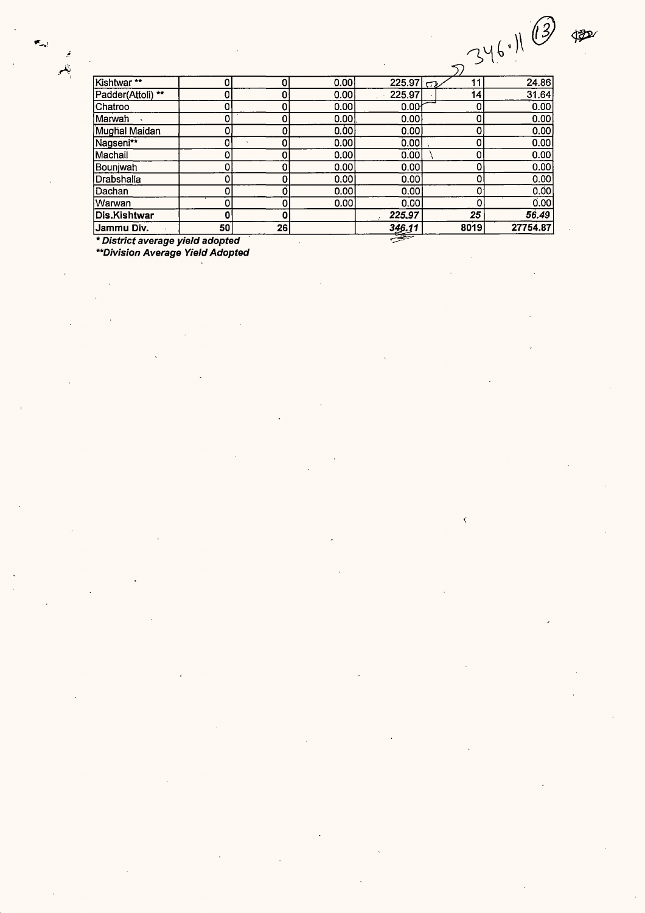| | | | | | | |
|---|---|---|---|---|---|---|
| Kishtwar ** | 0 | 0 | 0.00 | 225.97 | 11 | 24.86 |
| Padder(Attoli) ** | 0 | 0 | 0.00 | 225.97 | 14 | 31.64 |
| Chatroo | 0 | 0 | 0.00 | 0.00 | 0 | 0.00 |
| Marwah | 0 | 0 | 0.00 | 0.00 | 0 | 0.00 |
| Mughal Maidan | 0 | 0 | 0.00 | 0.00 | 0 | 0.00 |
| Nagseni** | 0 | 0 | 0.00 | 0.00 | 0 | 0.00 |
| Machail | 0 | 0 | 0.00 | 0.00 | 0 | 0.00 |
| Bounjwah | 0 | 0 | 0.00 | 0.00 | 0 | 0.00 |
| Drabshalla | 0 | 0 | 0.00 | 0.00 | 0 | 0.00 |
| Dachan | 0 | 0 | 0.00 | 0.00 | 0 | 0.00 |
| Warwan | 0 | 0 | 0.00 | 0.00 | 0 | 0.00 |
| **Dis.Kishtwar** | **0** | **0** | | ***225.97*** | ***25*** | ***56.49*** |
| **Jammu Div.** | **50** | **26** | | ***346.11*** | **8019** | **27754.87** |

***District average yield adopted***

****Division Average Yield Adopted***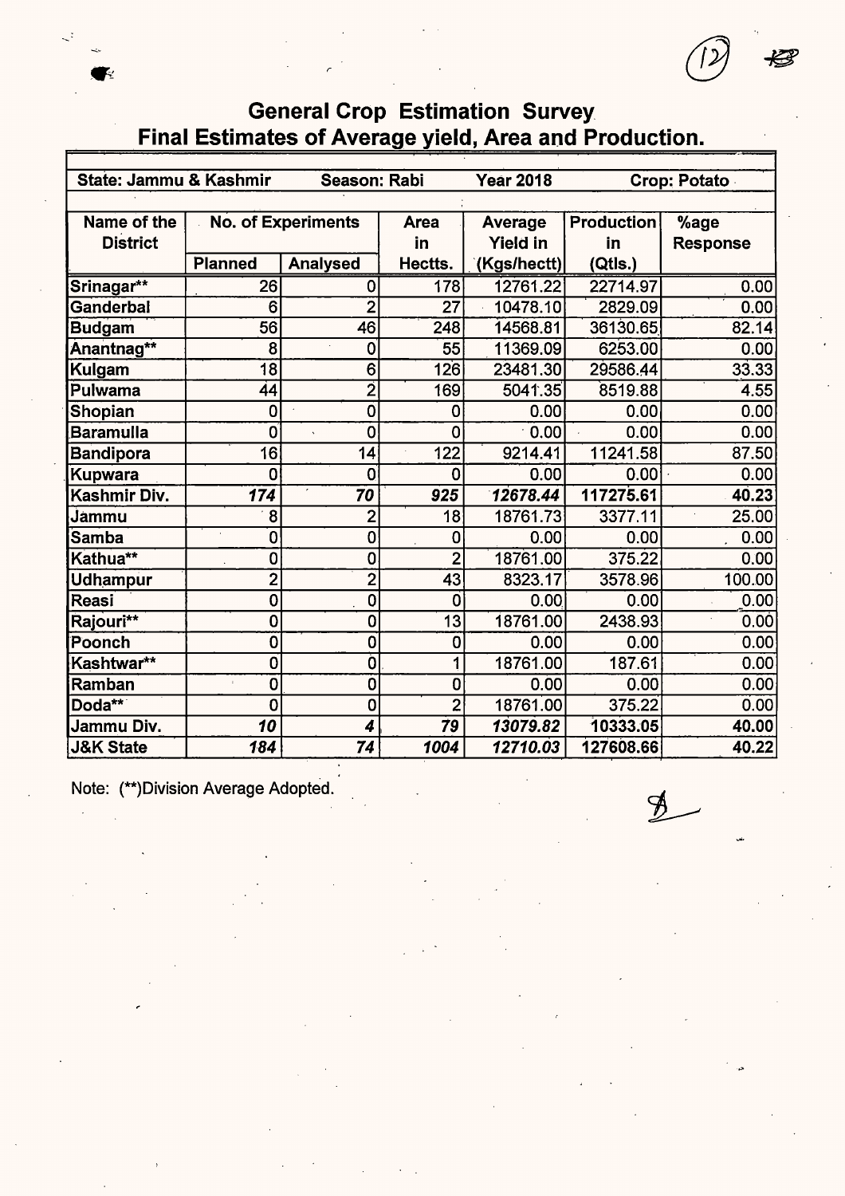# General Crop Estimation Survey
## Final Estimates of Average yield, Area and Production.

| State: Jammu & Kashmir | Season: Rabi | | Year 2018 | | Crop: Potato | |
|---|---|---|---|---|---|---|
| **Name of the District** | **No. of Experiments** | | **Area in Hectts.** | **Average Yield in (Kgs/hectt)** | **Production in (Qtls.)** | **%age Response** |
| | **Planned** | **Analysed** | | | | |
| Srinagar** | 26 | 0 | 178 | 12761.22 | 22714.97 | 0.00 |
| Ganderbal | 6 | 2 | 27 | 10478.10 | 2829.09 | 0.00 |
| Budgam | 56 | 46 | 248 | 14568.81 | 36130.65 | 82.14 |
| Anantnag** | 8 | 0 | 55 | 11369.09 | 6253.00 | 0.00 |
| Kulgam | 18 | 6 | 126 | 23481.30 | 29586.44 | 33.33 |
| Pulwama | 44 | 2 | 169 | 5041.35 | 8519.88 | 4.55 |
| Shopian | 0 | 0 | 0 | 0.00 | 0.00 | 0.00 |
| Baramulla | 0 | 0 | 0 | 0.00 | 0.00 | 0.00 |
| Bandipora | 16 | 14 | 122 | 9214.41 | 11241.58 | 87.50 |
| Kupwara | 0 | 0 | 0 | 0.00 | 0.00 | 0.00 |
| **Kashmir Div.** | ***174*** | ***70*** | ***925*** | ***12678.44*** | **117275.61** | **40.23** |
| Jammu | 8 | 2 | 18 | 18761.73 | 3377.11 | 25.00 |
| Samba | 0 | 0 | 0 | 0.00 | 0.00 | 0.00 |
| Kathua** | 0 | 0 | 2 | 18761.00 | 375.22 | 0.00 |
| Udhampur | 2 | 2 | 43 | 8323.17 | 3578.96 | 100.00 |
| Reasi | 0 | 0 | 0 | 0.00 | 0.00 | 0.00 |
| Rajouri** | 0 | 0 | 13 | 18761.00 | 2438.93 | 0.00 |
| Poonch | 0 | 0 | 0 | 0.00 | 0.00 | 0.00 |
| Kashtwar** | 0 | 0 | 1 | 18761.00 | 187.61 | 0.00 |
| Ramban | 0 | 0 | 0 | 0.00 | 0.00 | 0.00 |
| Doda** | 0 | 0 | 2 | 18761.00 | 375.22 | 0.00 |
| **Jammu Div.** | ***10*** | ***4*** | ***79*** | ***13079.82*** | **10333.05** | **40.00** |
| **J&K State** | ***184*** | ***74*** | ***1004*** | ***12710.03*** | **127608.66** | **40.22** |

Note: (**)Division Average Adopted.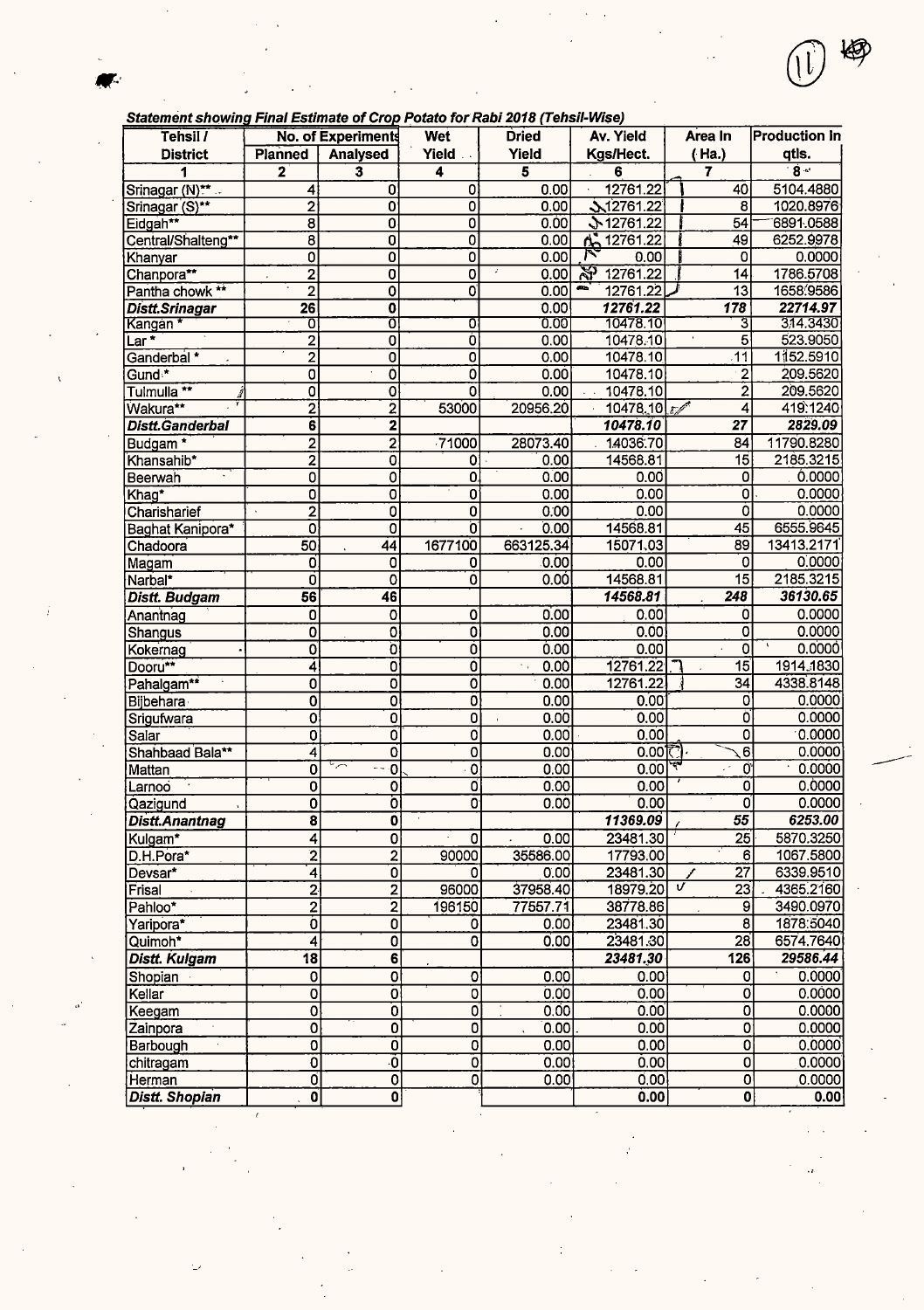***Statement showing Final Estimate of Crop Potato for Rabi 2018 (Tehsil-Wise)***

| Tehsil / District | No. of Experiments | | Wet Yield | Dried Yield | Av. Yield Kgs/Hect. | Area In (Ha.) | Production In qtls. |
|---|---|---|---|---|---|---|---|
| | Planned | Analysed | | | | | |
| 1 | 2 | 3 | 4 | 5 | 6 | 7 | 8 |
| Srinagar (N)** | 4 | 0 | 0 | 0.00 | 12761.22 | 40 | 5104.4880 |
| Srinagar (S)** | 2 | 0 | 0 | 0.00 | 12761.22 | 8 | 1020.8976 |
| Eidgah** | 8 | 0 | 0 | 0.00 | 12761.22 | 54 | 6891.0588 |
| Central/Shalteng** | 8 | 0 | 0 | 0.00 | 12761.22 | 49 | 6252.9978 |
| Khanyar | 0 | 0 | 0 | 0.00 | 0.00 | 0 | 0.0000 |
| Chanpora** | 2 | 0 | 0 | 0.00 | 12761.22 | 14 | 1786.5708 |
| Pantha chowk ** | 2 | 0 | 0 | 0.00 | 12761.22 | 13 | 1658.9586 |
| ***Distt.Srinagar*** | **26** | **0** | | 0.00 | ***12761.22*** | ***178*** | ***22714.97*** |
| Kangan * | 0 | 0 | 0 | 0.00 | 10478.10 | 3 | 314.3430 |
| Lar * | 2 | 0 | 0 | 0.00 | 10478.10 | 5 | 523.9050 |
| Ganderbal * | 2 | 0 | 0 | 0.00 | 10478.10 | 11 | 1152.5910 |
| Gund * | 0 | 0 | 0 | 0.00 | 10478.10 | 2 | 209.5620 |
| Tulmulla ** | 0 | 0 | 0 | 0.00 | 10478.10 | 2 | 209.5620 |
| Wakura** | 2 | 2 | 53000 | 20956.20 | 10478.10 | 4 | 419.1240 |
| ***Distt.Ganderbal*** | **6** | **2** | | | ***10478.10*** | ***27*** | ***2829.09*** |
| Budgam * | 2 | 2 | 71000 | 28073.40 | 14036.70 | 84 | 11790.8280 |
| Khansahib* | 2 | 0 | 0 | 0.00 | 14568.81 | 15 | 2185.3215 |
| Beerwah | 0 | 0 | 0 | 0.00 | 0.00 | 0 | 0.0000 |
| Khag* | 0 | 0 | 0 | 0.00 | 0.00 | 0 | 0.0000 |
| Charisharief | 2 | 0 | 0 | 0.00 | 0.00 | 0 | 0.0000 |
| Baghat Kanipora* | 0 | 0 | 0 | 0.00 | 14568.81 | 45 | 6555.9645 |
| Chadoora | 50 | 44 | 1677100 | 663125.34 | 15071.03 | 89 | 13413.2171 |
| Magam | 0 | 0 | 0 | 0.00 | 0.00 | 0 | 0.0000 |
| Narbal* | 0 | 0 | 0 | 0.00 | 14568.81 | 15 | 2185.3215 |
| ***Distt. Budgam*** | **56** | **46** | | | ***14568.81*** | ***248*** | ***36130.65*** |
| Anantnag | 0 | 0 | 0 | 0.00 | 0.00 | 0 | 0.0000 |
| Shangus | 0 | 0 | 0 | 0.00 | 0.00 | 0 | 0.0000 |
| Kokernag | 0 | 0 | 0 | 0.00 | 0.00 | 0 | 0.0000 |
| Dooru** | 4 | 0 | 0 | 0.00 | 12761.22 | 15 | 1914.1830 |
| Pahalgam** | 0 | 0 | 0 | 0.00 | 12761.22 | 34 | 4338.8148 |
| Bijbehara | 0 | 0 | 0 | 0.00 | 0.00 | 0 | 0.0000 |
| Srigufwara | 0 | 0 | 0 | 0.00 | 0.00 | 0 | 0.0000 |
| Salar | 0 | 0 | 0 | 0.00 | 0.00 | 0 | 0.0000 |
| Shahbaad Bala** | 4 | 0 | 0 | 0.00 | 0.00 | 6 | 0.0000 |
| Mattan | 0 | 0 | 0 | 0.00 | 0.00 | 0 | 0.0000 |
| Larnoo | 0 | 0 | 0 | 0.00 | 0.00 | 0 | 0.0000 |
| Qazigund | 0 | 0 | 0 | 0.00 | 0.00 | 0 | 0.0000 |
| ***Distt.Anantnag*** | **8** | **0** | | | ***11369.09*** | ***55*** | ***6253.00*** |
| Kulgam* | 4 | 0 | 0 | 0.00 | 23481.30 | 25 | 5870.3250 |
| D.H.Pora* | 2 | 2 | 90000 | 35586.00 | 17793.00 | 6 | 1067.5800 |
| Devsar* | 4 | 0 | 0 | 0.00 | 23481.30 | 27 | 6339.9510 |
| Frisal | 2 | 2 | 96000 | 37958.40 | 18979.20 | 23 | 4365.2160 |
| Pahloo* | 2 | 2 | 196150 | 77557.71 | 38778.86 | 9 | 3490.0970 |
| Yaripora* | 0 | 0 | 0 | 0.00 | 23481.30 | 8 | 1878.5040 |
| Quimoh* | 4 | 0 | 0 | 0.00 | 23481.30 | 28 | 6574.7640 |
| ***Distt. Kulgam*** | **18** | **6** | | | ***23481.30*** | ***126*** | ***29586.44*** |
| Shopian | 0 | 0 | 0 | 0.00 | 0.00 | 0 | 0.0000 |
| Kellar | 0 | 0 | 0 | 0.00 | 0.00 | 0 | 0.0000 |
| Keegam | 0 | 0 | 0 | 0.00 | 0.00 | 0 | 0.0000 |
| Zainpora | 0 | 0 | 0 | 0.00 | 0.00 | 0 | 0.0000 |
| Barbough | 0 | 0 | 0 | 0.00 | 0.00 | 0 | 0.0000 |
| chitragam | 0 | 0 | 0 | 0.00 | 0.00 | 0 | 0.0000 |
| Herman | 0 | 0 | 0 | 0.00 | 0.00 | 0 | 0.0000 |
| ***Distt. Shopian*** | **0** | **0** | | | **0.00** | **0** | **0.00** |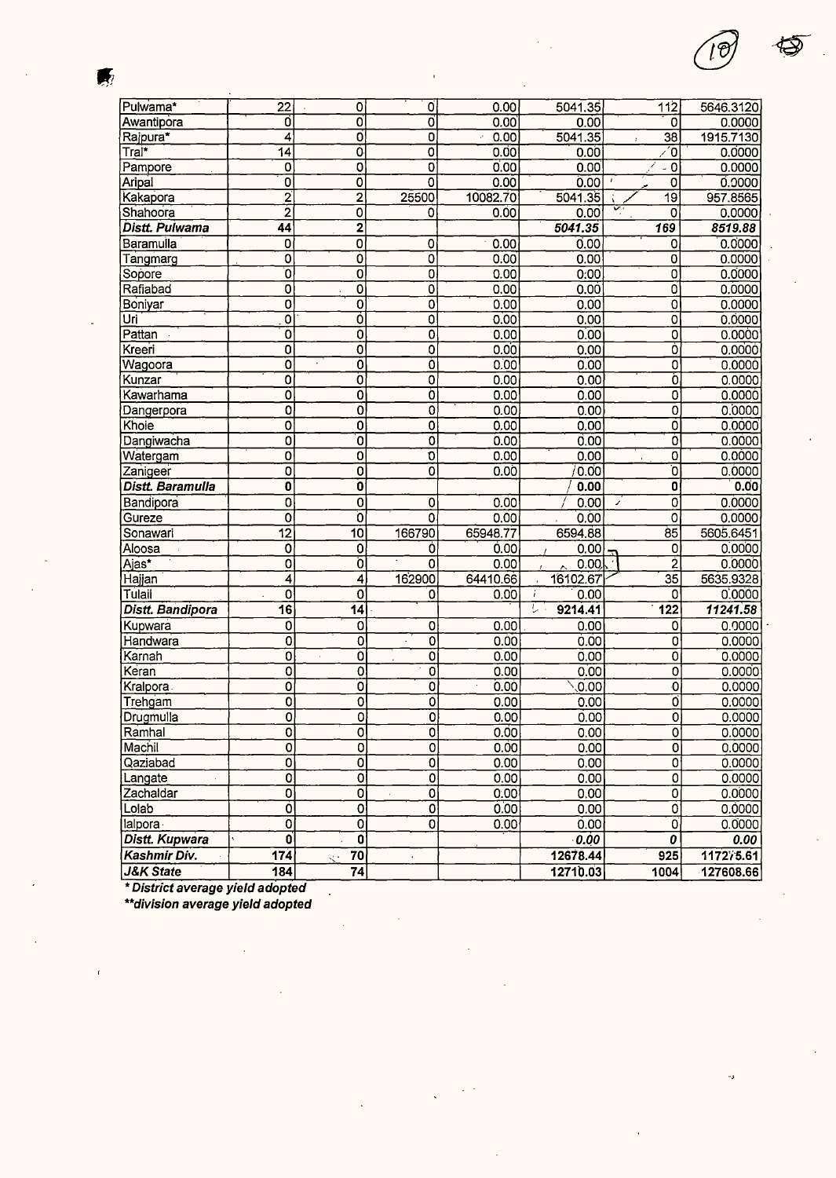| | | | | | | | |
|---|---|---|---|---|---|---|---|
| Pulwama* | 22 | 0 | 0 | 0.00 | 5041.35 | 112 | 5646.3120 |
| Awantipora | 0 | 0 | 0 | 0.00 | 0.00 | 0 | 0.0000 |
| Rajpura* | 4 | 0 | 0 | 0.00 | 5041.35 | 38 | 1915.7130 |
| Tral* | 14 | 0 | 0 | 0.00 | 0.00 | 0 | 0.0000 |
| Pampore | 0 | 0 | 0 | 0.00 | 0.00 | 0 | 0.0000 |
| Aripal | 0 | 0 | 0 | 0.00 | 0.00 | 0 | 0.0000 |
| Kakapora | 2 | 2 | 25500 | 10082.70 | 5041.35 | 19 | 957.8565 |
| Shahoora | 2 | 0 | 0 | 0.00 | 0.00 | 0 | 0.0000 |
| ***Distt. Pulwama*** | **44** | **2** | | | ***5041.35*** | ***169*** | ***8519.88*** |
| Baramulla | 0 | 0 | 0 | 0.00 | 0.00 | 0 | 0.0000 |
| Tangmarg | 0 | 0 | 0 | 0.00 | 0.00 | 0 | 0.0000 |
| Sopore | 0 | 0 | 0 | 0.00 | 0.00 | 0 | 0.0000 |
| Rafiabad | 0 | 0 | 0 | 0.00 | 0.00 | 0 | 0.0000 |
| Boniyar | 0 | 0 | 0 | 0.00 | 0.00 | 0 | 0.0000 |
| Uri | 0 | 0 | 0 | 0.00 | 0.00 | 0 | 0.0000 |
| Pattan | 0 | 0 | 0 | 0.00 | 0.00 | 0 | 0.0000 |
| Kreeri | 0 | 0 | 0 | 0.00 | 0.00 | 0 | 0.0000 |
| Wagoora | 0 | 0 | 0 | 0.00 | 0.00 | 0 | 0.0000 |
| Kunzar | 0 | 0 | 0 | 0.00 | 0.00 | 0 | 0.0000 |
| Kawarhama | 0 | 0 | 0 | 0.00 | 0.00 | 0 | 0.0000 |
| Dangerpora | 0 | 0 | 0 | 0.00 | 0.00 | 0 | 0.0000 |
| Khoie | 0 | 0 | 0 | 0.00 | 0.00 | 0 | 0.0000 |
| Dangiwacha | 0 | 0 | 0 | 0.00 | 0.00 | 0 | 0.0000 |
| Watergam | 0 | 0 | 0 | 0.00 | 0.00 | 0 | 0.0000 |
| Zanigeer | 0 | 0 | 0 | 0.00 | 0.00 | 0 | 0.0000 |
| ***Distt. Baramulla*** | **0** | **0** | | | **0.00** | **0** | **0.00** |
| Bandipora | 0 | 0 | 0 | 0.00 | 0.00 | 0 | 0.0000 |
| Gureze | 0 | 0 | 0 | 0.00 | 0.00 | 0 | 0.0000 |
| Sonawari | 12 | 10 | 166790 | 65948.77 | 6594.88 | 85 | 5605.6451 |
| Aloosa | 0 | 0 | 0 | 0.00 | 0.00 | 0 | 0.0000 |
| Ajas* | 0 | 0 | 0 | 0.00 | 0.00 | 2 | 0.0000 |
| Hajjan | 4 | 4 | 162900 | 64410.66 | 16102.67 | 35 | 5635.9328 |
| Tulail | 0 | 0 | 0 | 0.00 | 0.00 | 0 | 0.0000 |
| ***Distt. Bandipora*** | **16** | **14** | | | **9214.41** | **122** | ***11241.58*** |
| Kupwara | 0 | 0 | 0 | 0.00 | 0.00 | 0 | 0.0000 |
| Handwara | 0 | 0 | 0 | 0.00 | 0.00 | 0 | 0.0000 |
| Karnah | 0 | 0 | 0 | 0.00 | 0.00 | 0 | 0.0000 |
| Keran | 0 | 0 | 0 | 0.00 | 0.00 | 0 | 0.0000 |
| Kralpora | 0 | 0 | 0 | 0.00 | 0.00 | 0 | 0.0000 |
| Trehgam | 0 | 0 | 0 | 0.00 | 0.00 | 0 | 0.0000 |
| Drugmulla | 0 | 0 | 0 | 0.00 | 0.00 | 0 | 0.0000 |
| Ramhal | 0 | 0 | 0 | 0.00 | 0.00 | 0 | 0.0000 |
| Machil | 0 | 0 | 0 | 0.00 | 0.00 | 0 | 0.0000 |
| Qaziabad | 0 | 0 | 0 | 0.00 | 0.00 | 0 | 0.0000 |
| Langate | 0 | 0 | 0 | 0.00 | 0.00 | 0 | 0.0000 |
| Zachaldar | 0 | 0 | 0 | 0.00 | 0.00 | 0 | 0.0000 |
| Lolab | 0 | 0 | 0 | 0.00 | 0.00 | 0 | 0.0000 |
| lalpora | 0 | 0 | 0 | 0.00 | 0.00 | 0 | 0.0000 |
| ***Distt. Kupwara*** | **0** | **0** | | | ***0.00*** | ***0*** | ***0.00*** |
| ***Kashmir Div.*** | **174** | **70** | | | **12678.44** | **925** | **117275.61** |
| ***J&K State*** | **184** | **74** | | | **12710.03** | **1004** | **127608.66** |

***District average yield adopted**

****division average yield adopted**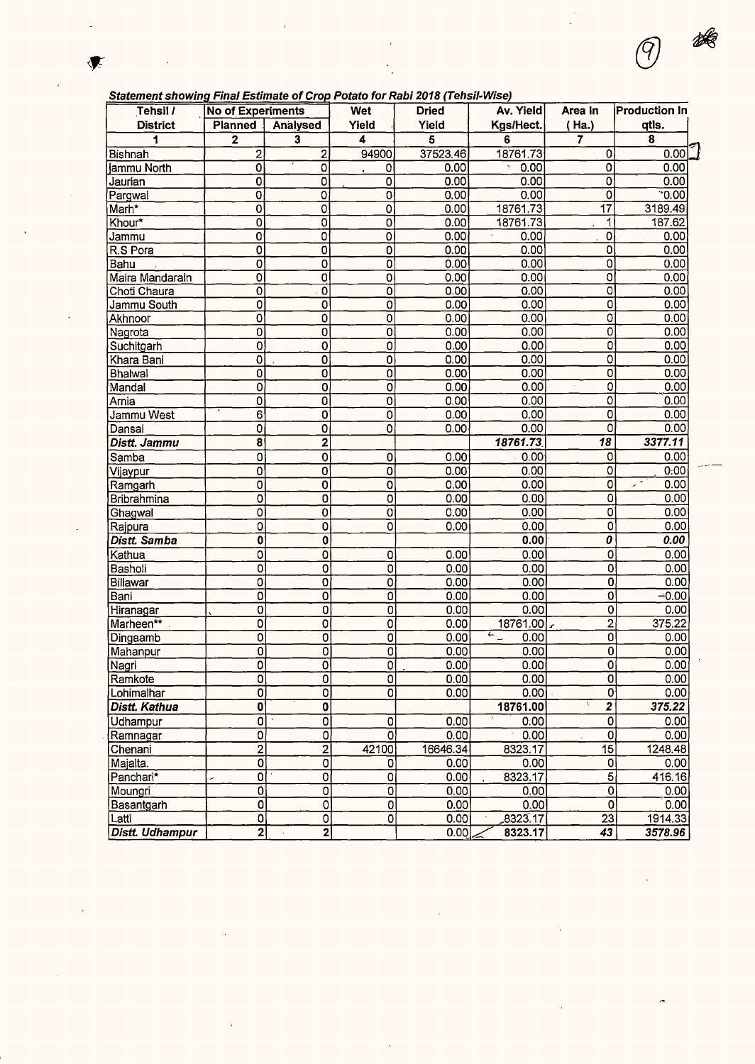***Statement showing Final Estimate of Crop Potato for Rabi 2018 (Tehsil-Wise)***

| Tehsil / District | No of Experiments | | Wet Yield | Dried Yield | Av. Yield Kgs/Hect. | Area In (Ha.) | Production In qtls. |
|---|---|---|---|---|---|---|---|
| | Planned | Analysed | | | | | |
| 1 | 2 | 3 | 4 | 5 | 6 | 7 | 8 |
| Bishnah | 2 | 2 | 94900 | 37523.46 | 18761.73 | 0 | 0.00 |
| jammu North | 0 | 0 | 0 | 0.00 | 0.00 | 0 | 0.00 |
| Jaurian | 0 | 0 | 0 | 0.00 | 0.00 | 0 | 0.00 |
| Pargwal | 0 | 0 | 0 | 0.00 | 0.00 | 0 | 0.00 |
| Marh* | 0 | 0 | 0 | 0.00 | 18761.73 | 17 | 3189.49 |
| Khour* | 0 | 0 | 0 | 0.00 | 18761.73 | 1 | 187.62 |
| Jammu | 0 | 0 | 0 | 0.00 | 0.00 | 0 | 0.00 |
| R.S Pora | 0 | 0 | 0 | 0.00 | 0.00 | 0 | 0.00 |
| Bahu | 0 | 0 | 0 | 0.00 | 0.00 | 0 | 0.00 |
| Maira Mandarain | 0 | 0 | 0 | 0.00 | 0.00 | 0 | 0.00 |
| Choti Chaura | 0 | 0 | 0 | 0.00 | 0.00 | 0 | 0.00 |
| Jammu South | 0 | 0 | 0 | 0.00 | 0.00 | 0 | 0.00 |
| Akhnoor | 0 | 0 | 0 | 0.00 | 0.00 | 0 | 0.00 |
| Nagrota | 0 | 0 | 0 | 0.00 | 0.00 | 0 | 0.00 |
| Suchitgarh | 0 | 0 | 0 | 0.00 | 0.00 | 0 | 0.00 |
| Khara Bani | 0 | 0 | 0 | 0.00 | 0.00 | 0 | 0.00 |
| Bhalwal | 0 | 0 | 0 | 0.00 | 0.00 | 0 | 0.00 |
| Mandal | 0 | 0 | 0 | 0.00 | 0.00 | 0 | 0.00 |
| Arnia | 0 | 0 | 0 | 0.00 | 0.00 | 0 | 0.00 |
| Jammu West | 6 | 0 | 0 | 0.00 | 0.00 | 0 | 0.00 |
| Dansal | 0 | 0 | 0 | 0.00 | 0.00 | 0 | 0.00 |
| ***Distt. Jammu*** | **8** | **2** | | | ***18761.73*** | ***18*** | ***3377.11*** |
| Samba | 0 | 0 | 0 | 0.00 | 0.00 | 0 | 0.00 |
| Vijaypur | 0 | 0 | 0 | 0.00 | 0.00 | 0 | 0.00 |
| Ramgarh | 0 | 0 | 0 | 0.00 | 0.00 | 0 | 0.00 |
| Bribrahmina | 0 | 0 | 0 | 0.00 | 0.00 | 0 | 0.00 |
| Ghagwal | 0 | 0 | 0 | 0.00 | 0.00 | 0 | 0.00 |
| Rajpura | 0 | 0 | 0 | 0.00 | 0.00 | 0 | 0.00 |
| ***Distt. Samba*** | **0** | **0** | | | **0.00** | ***0*** | ***0.00*** |
| Kathua | 0 | 0 | 0 | 0.00 | 0.00 | 0 | 0.00 |
| Basholi | 0 | 0 | 0 | 0.00 | 0.00 | 0 | 0.00 |
| Billawar | 0 | 0 | 0 | 0.00 | 0.00 | 0 | 0.00 |
| Bani | 0 | 0 | 0 | 0.00 | 0.00 | 0 | 0.00 |
| Hiranagar | 0 | 0 | 0 | 0.00 | 0.00 | 0 | 0.00 |
| Marheen** | 0 | 0 | 0 | 0.00 | 18761.00 | 2 | 375.22 |
| Dingaamb | 0 | 0 | 0 | 0.00 | 0.00 | 0 | 0.00 |
| Mahanpur | 0 | 0 | 0 | 0.00 | 0.00 | 0 | 0.00 |
| Nagri | 0 | 0 | 0 | 0.00 | 0.00 | 0 | 0.00 |
| Ramkote | 0 | 0 | 0 | 0.00 | 0.00 | 0 | 0.00 |
| Lohimalhar | 0 | 0 | 0 | 0.00 | 0.00 | 0 | 0.00 |
| ***Distt. Kathua*** | **0** | **0** | | | **18761.00** | ***2*** | ***375.22*** |
| Udhampur | 0 | 0 | 0 | 0.00 | 0.00 | 0 | 0.00 |
| Ramnagar | 0 | 0 | 0 | 0.00 | 0.00 | 0 | 0.00 |
| Chenani | 2 | 2 | 42100 | 16646.34 | 8323.17 | 15 | 1248.48 |
| Majalta. | 0 | 0 | 0 | 0.00 | 0.00 | 0 | 0.00 |
| Panchari* | 0 | 0 | 0 | 0.00 | 8323.17 | 5 | 416.16 |
| Moungri | 0 | 0 | 0 | 0.00 | 0.00 | 0 | 0.00 |
| Basantgarh | 0 | 0 | 0 | 0.00 | 0.00 | 0 | 0.00 |
| Latti | 0 | 0 | 0 | 0.00 | 8323.17 | 23 | 1914.33 |
| ***Distt. Udhampur*** | **2** | **2** | | 0.00 | **8323.17** | ***43*** | ***3578.96*** |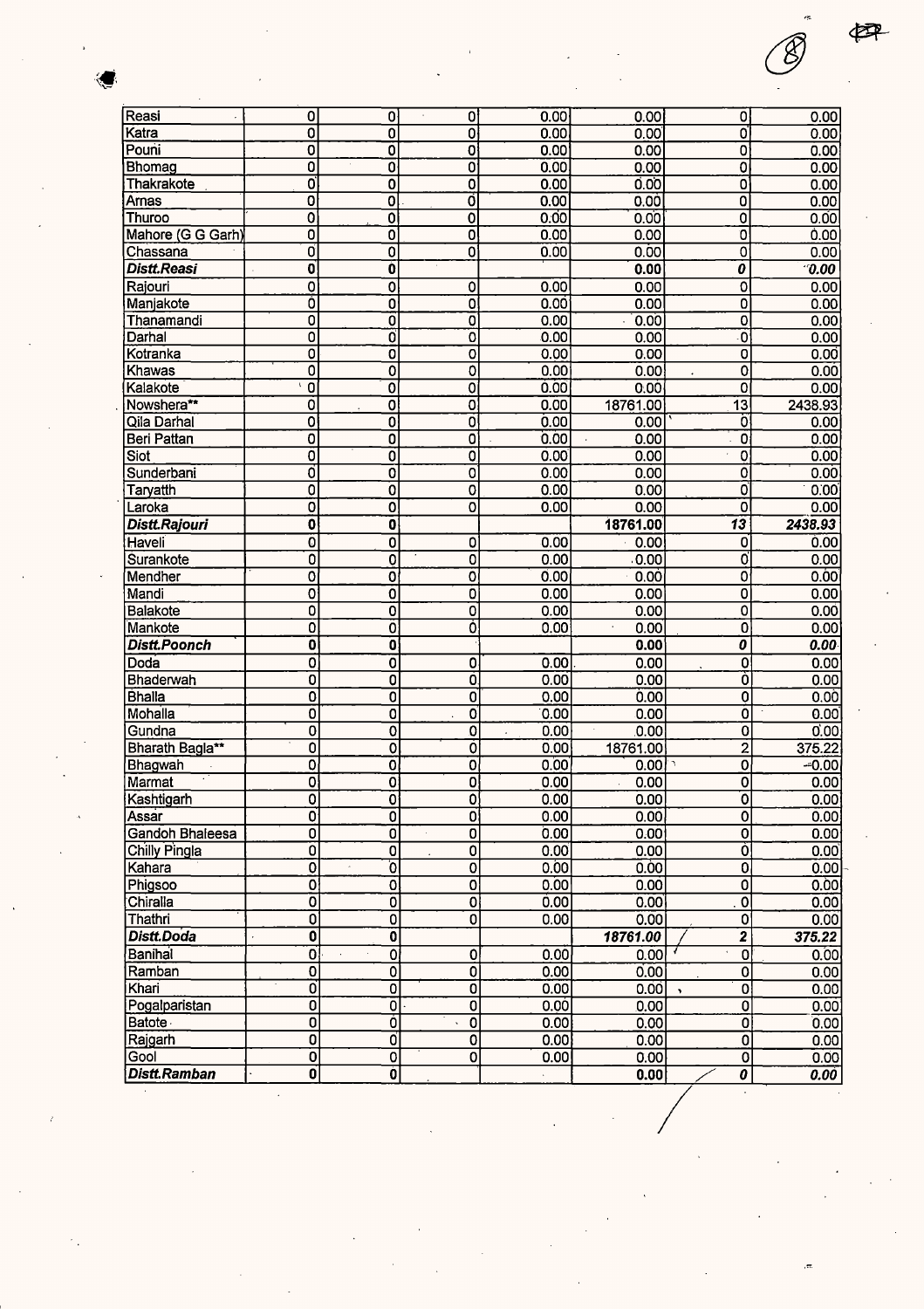| | | | | | | | |
|---|---|---|---|---|---|---|---|
| Reasi | 0 | 0 | 0 | 0.00 | 0.00 | 0 | 0.00 |
| Katra | 0 | 0 | 0 | 0.00 | 0.00 | 0 | 0.00 |
| Pouni | 0 | 0 | 0 | 0.00 | 0.00 | 0 | 0.00 |
| Bhomag | 0 | 0 | 0 | 0.00 | 0.00 | 0 | 0.00 |
| Thakrakote | 0 | 0 | 0 | 0.00 | 0.00 | 0 | 0.00 |
| Arnas | 0 | 0 | 0 | 0.00 | 0.00 | 0 | 0.00 |
| Thuroo | 0 | 0 | 0 | 0.00 | 0.00 | 0 | 0.00 |
| Mahore (G G Garh) | 0 | 0 | 0 | 0.00 | 0.00 | 0 | 0.00 |
| Chassana | 0 | 0 | 0 | 0.00 | 0.00 | 0 | 0.00 |
| ***Distt.Reasi*** | **0** | **0** | | | **0.00** | ***0*** | ***0.00*** |
| Rajouri | 0 | 0 | 0 | 0.00 | 0.00 | 0 | 0.00 |
| Manjakote | 0 | 0 | 0 | 0.00 | 0.00 | 0 | 0.00 |
| Thanamandi | 0 | 0 | 0 | 0.00 | 0.00 | 0 | 0.00 |
| Darhal | 0 | 0 | 0 | 0.00 | 0.00 | 0 | 0.00 |
| Kotranka | 0 | 0 | 0 | 0.00 | 0.00 | 0 | 0.00 |
| Khawas | 0 | 0 | 0 | 0.00 | 0.00 | 0 | 0.00 |
| Kalakote | 0 | 0 | 0 | 0.00 | 0.00 | 0 | 0.00 |
| Nowshera** | 0 | 0 | 0 | 0.00 | 18761.00 | 13 | 2438.93 |
| Qila Darhal | 0 | 0 | 0 | 0.00 | 0.00 | 0 | 0.00 |
| Beri Pattan | 0 | 0 | 0 | 0.00 | 0.00 | 0 | 0.00 |
| Siot | 0 | 0 | 0 | 0.00 | 0.00 | 0 | 0.00 |
| Sunderbani | 0 | 0 | 0 | 0.00 | 0.00 | 0 | 0.00 |
| Taryatth | 0 | 0 | 0 | 0.00 | 0.00 | 0 | 0.00 |
| Laroka | 0 | 0 | 0 | 0.00 | 0.00 | 0 | 0.00 |
| ***Distt.Rajouri*** | **0** | **0** | | | **18761.00** | ***13*** | ***2438.93*** |
| Haveli | 0 | 0 | 0 | 0.00 | 0.00 | 0 | 0.00 |
| Surankote | 0 | 0 | 0 | 0.00 | 0.00 | 0 | 0.00 |
| Mendher | 0 | 0 | 0 | 0.00 | 0.00 | 0 | 0.00 |
| Mandi | 0 | 0 | 0 | 0.00 | 0.00 | 0 | 0.00 |
| Balakote | 0 | 0 | 0 | 0.00 | 0.00 | 0 | 0.00 |
| Mankote | 0 | 0 | 0 | 0.00 | 0.00 | 0 | 0.00 |
| ***Distt.Poonch*** | **0** | **0** | | | **0.00** | ***0*** | ***0.00*** |
| Doda | 0 | 0 | 0 | 0.00 | 0.00 | 0 | 0.00 |
| Bhaderwah | 0 | 0 | 0 | 0.00 | 0.00 | 0 | 0.00 |
| Bhalla | 0 | 0 | 0 | 0.00 | 0.00 | 0 | 0.00 |
| Mohalla | 0 | 0 | 0 | 0.00 | 0.00 | 0 | 0.00 |
| Gundna | 0 | 0 | 0 | 0.00 | 0.00 | 0 | 0.00 |
| Bharath Bagla** | 0 | 0 | 0 | 0.00 | 18761.00 | 2 | 375.22 |
| Bhagwah | 0 | 0 | 0 | 0.00 | 0.00 | 0 | 0.00 |
| Marmat | 0 | 0 | 0 | 0.00 | 0.00 | 0 | 0.00 |
| Kashtigarh | 0 | 0 | 0 | 0.00 | 0.00 | 0 | 0.00 |
| Assar | 0 | 0 | 0 | 0.00 | 0.00 | 0 | 0.00 |
| Gandoh Bhaleesa | 0 | 0 | 0 | 0.00 | 0.00 | 0 | 0.00 |
| Chilly Pingla | 0 | 0 | 0 | 0.00 | 0.00 | 0 | 0.00 |
| Kahara | 0 | 0 | 0 | 0.00 | 0.00 | 0 | 0.00 |
| Phigsoo | 0 | 0 | 0 | 0.00 | 0.00 | 0 | 0.00 |
| Chiralla | 0 | 0 | 0 | 0.00 | 0.00 | 0 | 0.00 |
| Thathri | 0 | 0 | 0 | 0.00 | 0.00 | 0 | 0.00 |
| ***Distt.Doda*** | **0** | **0** | | | ***18761.00*** | ***2*** | ***375.22*** |
| Banihal | 0 | 0 | 0 | 0.00 | 0.00 | 0 | 0.00 |
| Ramban | 0 | 0 | 0 | 0.00 | 0.00 | 0 | 0.00 |
| Khari | 0 | 0 | 0 | 0.00 | 0.00 | 0 | 0.00 |
| Pogalparistan | 0 | 0 | 0 | 0.00 | 0.00 | 0 | 0.00 |
| Batote | 0 | 0 | 0 | 0.00 | 0.00 | 0 | 0.00 |
| Rajgarh | 0 | 0 | 0 | 0.00 | 0.00 | 0 | 0.00 |
| Gool | 0 | 0 | 0 | 0.00 | 0.00 | 0 | 0.00 |
| ***Distt.Ramban*** | **0** | **0** | | | **0.00** | ***0*** | ***0.00*** |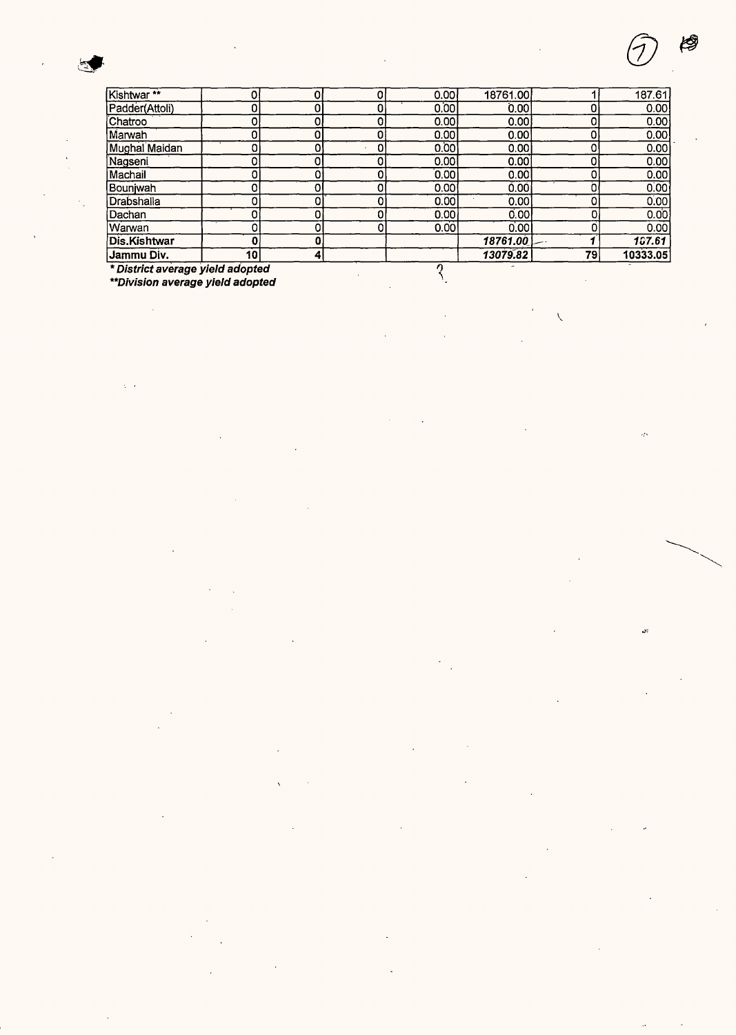| | | | | | | | |
|---|---|---|---|---|---|---|---|
| Kishtwar ** | 0 | 0 | 0 | 0.00 | 18761.00 | 1 | 187.61 |
| Padder(Attoli) | 0 | 0 | 0 | 0.00 | 0.00 | 0 | 0.00 |
| Chatroo | 0 | 0 | 0 | 0.00 | 0.00 | 0 | 0.00 |
| Marwah | 0 | 0 | 0 | 0.00 | 0.00 | 0 | 0.00 |
| Mughal Maidan | 0 | 0 | 0 | 0.00 | 0.00 | 0 | 0.00 |
| Nagseni | 0 | 0 | 0 | 0.00 | 0.00 | 0 | 0.00 |
| Machail | 0 | 0 | 0 | 0.00 | 0.00 | 0 | 0.00 |
| Bounjwah | 0 | 0 | 0 | 0.00 | 0.00 | 0 | 0.00 |
| Drabshalla | 0 | 0 | 0 | 0.00 | 0.00 | 0 | 0.00 |
| Dachan | 0 | 0 | 0 | 0.00 | 0.00 | 0 | 0.00 |
| Warwan | 0 | 0 | 0 | 0.00 | 0.00 | 0 | 0.00 |
| **Dis.Kishtwar** | **0** | **0** | | | ***18761.00*** | ***1*** | ***187.61*** |
| **Jammu Div.** | **10** | **4** | | | ***13079.82*** | **79** | **10333.05** |

***District average yield adopted***

****Division average yield adopted***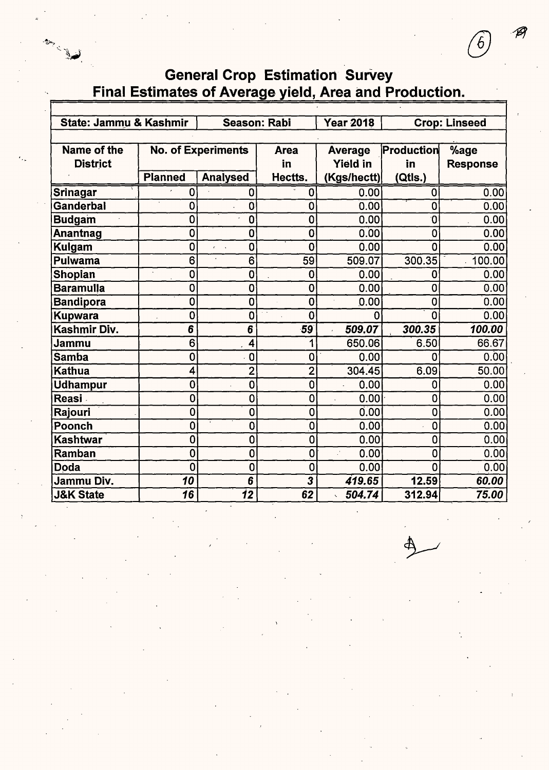# General Crop Estimation Survey
## Final Estimates of Average yield, Area and Production.

| State: Jammu & Kashmir | | Season: Rabi | | Year 2018 | Crop: Linseed | |
|---|---|---|---|---|---|---|
| Name of the District | No. of Experiments | | Area in Hectts. | Average Yield in (Kgs/hectt) | Production in (Qtls.) | %age Response |
| | Planned | Analysed | | | | |
| Srinagar | 0 | 0 | 0 | 0.00 | 0 | 0.00 |
| Ganderbal | 0 | 0 | 0 | 0.00 | 0 | 0.00 |
| Budgam | 0 | 0 | 0 | 0.00 | 0 | 0.00 |
| Anantnag | 0 | 0 | 0 | 0.00 | 0 | 0.00 |
| Kulgam | 0 | 0 | 0 | 0.00 | 0 | 0.00 |
| Pulwama | 6 | 6 | 59 | 509.07 | 300.35 | 100.00 |
| Shopian | 0 | 0 | 0 | 0.00 | 0 | 0.00 |
| Baramulla | 0 | 0 | 0 | 0.00 | 0 | 0.00 |
| Bandipora | 0 | 0 | 0 | 0.00 | 0 | 0.00 |
| Kupwara | 0 | 0 | 0 | 0 | 0 | 0.00 |
| **Kashmir Div.** | ***6*** | ***6*** | ***59*** | ***509.07*** | ***300.35*** | ***100.00*** |
| Jammu | 6 | 4 | 1 | 650.06 | 6.50 | 66.67 |
| Samba | 0 | 0 | 0 | 0.00 | 0 | 0.00 |
| Kathua | 4 | 2 | 2 | 304.45 | 6.09 | 50.00 |
| Udhampur | 0 | 0 | 0 | 0.00 | 0 | 0.00 |
| Reasi | 0 | 0 | 0 | 0.00 | 0 | 0.00 |
| Rajouri | 0 | 0 | 0 | 0.00 | 0 | 0.00 |
| Poonch | 0 | 0 | 0 | 0.00 | 0 | 0.00 |
| Kashtwar | 0 | 0 | 0 | 0.00 | 0 | 0.00 |
| Ramban | 0 | 0 | 0 | 0.00 | 0 | 0.00 |
| Doda | 0 | 0 | 0 | 0.00 | 0 | 0.00 |
| **Jammu Div.** | ***10*** | ***6*** | ***3*** | ***419.65*** | **12.59** | ***60.00*** |
| **J&K State** | ***16*** | ***12*** | ***62*** | ***504.74*** | **312.94** | ***75.00*** |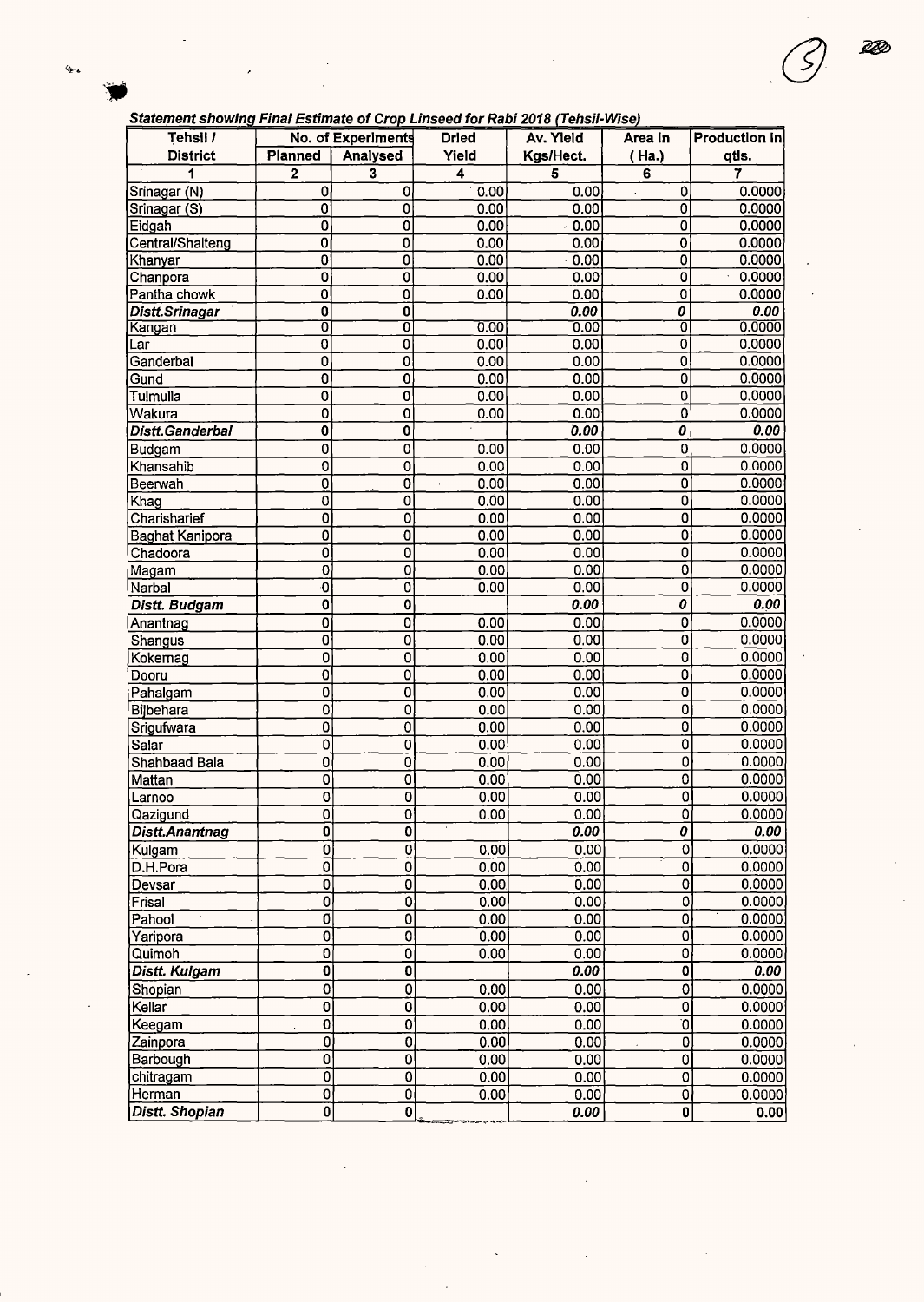***Statement showing Final Estimate of Crop Linseed for Rabi 2018 (Tehsil-Wise)***

| Tehsil / District | No. of Experiments | | Dried Yield | Av. Yield Kgs/Hect. | Area in ( Ha.) | Production in qtls. |
|---|---|---|---|---|---|---|
| | Planned | Analysed | | | | |
| 1 | 2 | 3 | 4 | 5 | 6 | 7 |
| Srinagar (N) | 0 | 0 | 0.00 | 0.00 | 0 | 0.0000 |
| Srinagar (S) | 0 | 0 | 0.00 | 0.00 | 0 | 0.0000 |
| Eidgah | 0 | 0 | 0.00 | 0.00 | 0 | 0.0000 |
| Central/Shalteng | 0 | 0 | 0.00 | 0.00 | 0 | 0.0000 |
| Khanyar | 0 | 0 | 0.00 | 0.00 | 0 | 0.0000 |
| Chanpora | 0 | 0 | 0.00 | 0.00 | 0 | 0.0000 |
| Pantha chowk | 0 | 0 | 0.00 | 0.00 | 0 | 0.0000 |
| ***Distt.Srinagar*** | **0** | **0** | | ***0.00*** | ***0*** | ***0.00*** |
| Kangan | 0 | 0 | 0.00 | 0.00 | 0 | 0.0000 |
| Lar | 0 | 0 | 0.00 | 0.00 | 0 | 0.0000 |
| Ganderbal | 0 | 0 | 0.00 | 0.00 | 0 | 0.0000 |
| Gund | 0 | 0 | 0.00 | 0.00 | 0 | 0.0000 |
| Tulmulla | 0 | 0 | 0.00 | 0.00 | 0 | 0.0000 |
| Wakura | 0 | 0 | 0.00 | 0.00 | 0 | 0.0000 |
| ***Distt.Ganderbal*** | **0** | **0** | | ***0.00*** | ***0*** | ***0.00*** |
| Budgam | 0 | 0 | 0.00 | 0.00 | 0 | 0.0000 |
| Khansahib | 0 | 0 | 0.00 | 0.00 | 0 | 0.0000 |
| Beerwah | 0 | 0 | 0.00 | 0.00 | 0 | 0.0000 |
| Khag | 0 | 0 | 0.00 | 0.00 | 0 | 0.0000 |
| Charisharief | 0 | 0 | 0.00 | 0.00 | 0 | 0.0000 |
| Baghat Kanipora | 0 | 0 | 0.00 | 0.00 | 0 | 0.0000 |
| Chadoora | 0 | 0 | 0.00 | 0.00 | 0 | 0.0000 |
| Magam | 0 | 0 | 0.00 | 0.00 | 0 | 0.0000 |
| Narbal | 0 | 0 | 0.00 | 0.00 | 0 | 0.0000 |
| ***Distt. Budgam*** | **0** | **0** | | ***0.00*** | ***0*** | ***0.00*** |
| Anantnag | 0 | 0 | 0.00 | 0.00 | 0 | 0.0000 |
| Shangus | 0 | 0 | 0.00 | 0.00 | 0 | 0.0000 |
| Kokernag | 0 | 0 | 0.00 | 0.00 | 0 | 0.0000 |
| Dooru | 0 | 0 | 0.00 | 0.00 | 0 | 0.0000 |
| Pahalgam | 0 | 0 | 0.00 | 0.00 | 0 | 0.0000 |
| Bijbehara | 0 | 0 | 0.00 | 0.00 | 0 | 0.0000 |
| Srigufwara | 0 | 0 | 0.00 | 0.00 | 0 | 0.0000 |
| Salar | 0 | 0 | 0.00 | 0.00 | 0 | 0.0000 |
| Shahbaad Bala | 0 | 0 | 0.00 | 0.00 | 0 | 0.0000 |
| Mattan | 0 | 0 | 0.00 | 0.00 | 0 | 0.0000 |
| Larnoo | 0 | 0 | 0.00 | 0.00 | 0 | 0.0000 |
| Qazigund | 0 | 0 | 0.00 | 0.00 | 0 | 0.0000 |
| ***Distt.Anantnag*** | **0** | **0** | | ***0.00*** | ***0*** | ***0.00*** |
| Kulgam | 0 | 0 | 0.00 | 0.00 | 0 | 0.0000 |
| D.H.Pora | 0 | 0 | 0.00 | 0.00 | 0 | 0.0000 |
| Devsar | 0 | 0 | 0.00 | 0.00 | 0 | 0.0000 |
| Frisal | 0 | 0 | 0.00 | 0.00 | 0 | 0.0000 |
| Pahool | 0 | 0 | 0.00 | 0.00 | 0 | 0.0000 |
| Yaripora | 0 | 0 | 0.00 | 0.00 | 0 | 0.0000 |
| Quimoh | 0 | 0 | 0.00 | 0.00 | 0 | 0.0000 |
| ***Distt. Kulgam*** | **0** | **0** | | ***0.00*** | **0** | ***0.00*** |
| Shopian | 0 | 0 | 0.00 | 0.00 | 0 | 0.0000 |
| Kellar | 0 | 0 | 0.00 | 0.00 | 0 | 0.0000 |
| Keegam | 0 | 0 | 0.00 | 0.00 | 0 | 0.0000 |
| Zainpora | 0 | 0 | 0.00 | 0.00 | 0 | 0.0000 |
| Barbough | 0 | 0 | 0.00 | 0.00 | 0 | 0.0000 |
| chitragam | 0 | 0 | 0.00 | 0.00 | 0 | 0.0000 |
| Herman | 0 | 0 | 0.00 | 0.00 | 0 | 0.0000 |
| ***Distt. Shopian*** | **0** | **0** | | ***0.00*** | **0** | **0.00** |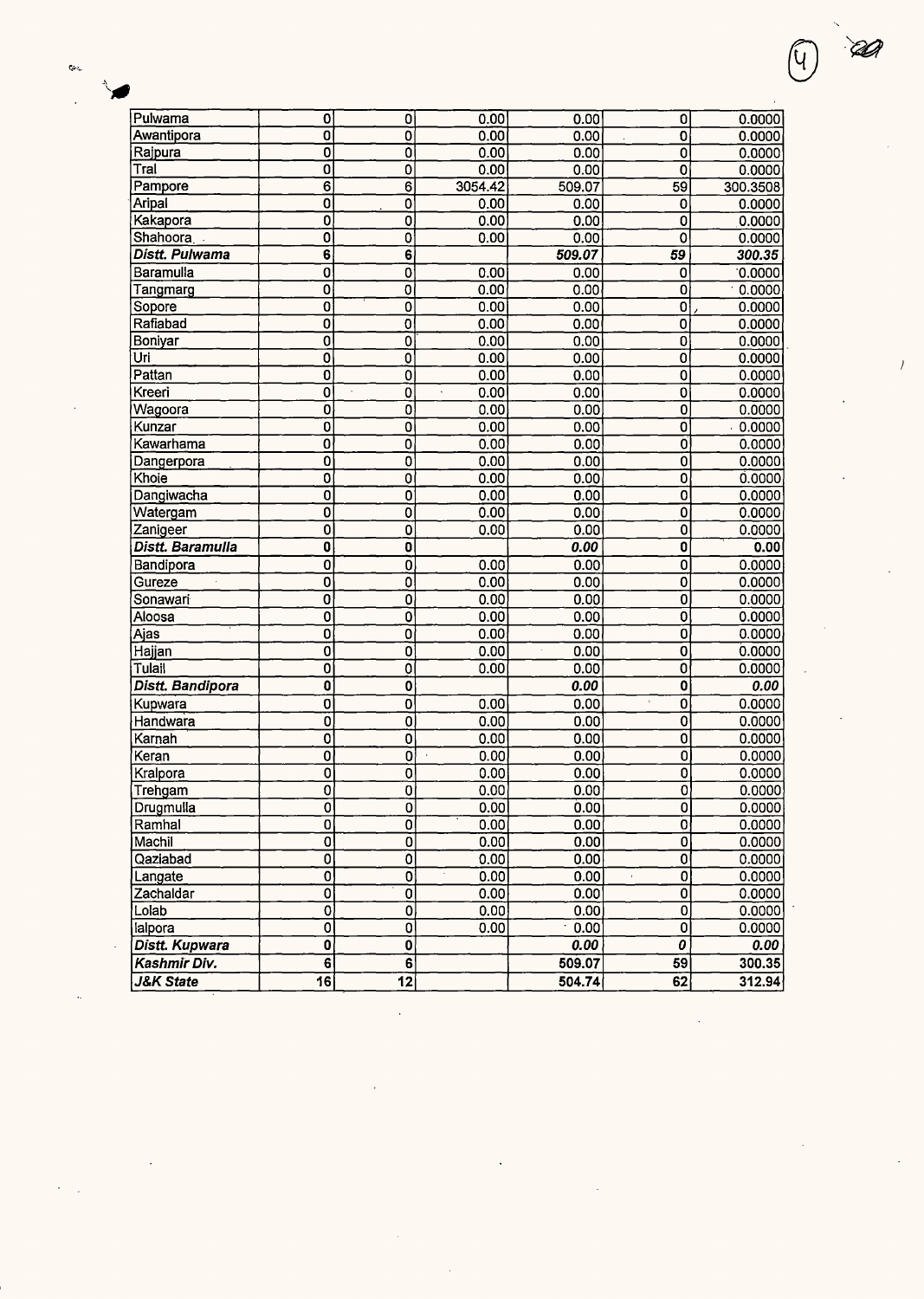| | | | | | | |
|---|---|---|---|---|---|---|
| Pulwama | 0 | 0 | 0.00 | 0.00 | 0 | 0.0000 |
| Awantipora | 0 | 0 | 0.00 | 0.00 | 0 | 0.0000 |
| Rajpura | 0 | 0 | 0.00 | 0.00 | 0 | 0.0000 |
| Tral | 0 | 0 | 0.00 | 0.00 | 0 | 0.0000 |
| Pampore | 6 | 6 | 3054.42 | 509.07 | 59 | 300.3508 |
| Aripal | 0 | 0 | 0.00 | 0.00 | 0 | 0.0000 |
| Kakapora | 0 | 0 | 0.00 | 0.00 | 0 | 0.0000 |
| Shahoora | 0 | 0 | 0.00 | 0.00 | 0 | 0.0000 |
| ***Distt. Pulwama*** | **6** | **6** | | ***509.07*** | ***59*** | ***300.35*** |
| Baramulla | 0 | 0 | 0.00 | 0.00 | 0 | 0.0000 |
| Tangmarg | 0 | 0 | 0.00 | 0.00 | 0 | 0.0000 |
| Sopore | 0 | 0 | 0.00 | 0.00 | 0 | 0.0000 |
| Rafiabad | 0 | 0 | 0.00 | 0.00 | 0 | 0.0000 |
| Boniyar | 0 | 0 | 0.00 | 0.00 | 0 | 0.0000 |
| Uri | 0 | 0 | 0.00 | 0.00 | 0 | 0.0000 |
| Pattan | 0 | 0 | 0.00 | 0.00 | 0 | 0.0000 |
| Kreeri | 0 | 0 | 0.00 | 0.00 | 0 | 0.0000 |
| Wagoora | 0 | 0 | 0.00 | 0.00 | 0 | 0.0000 |
| Kunzar | 0 | 0 | 0.00 | 0.00 | 0 | 0.0000 |
| Kawarhama | 0 | 0 | 0.00 | 0.00 | 0 | 0.0000 |
| Dangerpora | 0 | 0 | 0.00 | 0.00 | 0 | 0.0000 |
| Khoie | 0 | 0 | 0.00 | 0.00 | 0 | 0.0000 |
| Dangiwacha | 0 | 0 | 0.00 | 0.00 | 0 | 0.0000 |
| Watergam | 0 | 0 | 0.00 | 0.00 | 0 | 0.0000 |
| Zanigeer | 0 | 0 | 0.00 | 0.00 | 0 | 0.0000 |
| ***Distt. Baramulla*** | **0** | **0** | | ***0.00*** | **0** | **0.00** |
| Bandipora | 0 | 0 | 0.00 | 0.00 | 0 | 0.0000 |
| Gureze | 0 | 0 | 0.00 | 0.00 | 0 | 0.0000 |
| Sonawari | 0 | 0 | 0.00 | 0.00 | 0 | 0.0000 |
| Aloosa | 0 | 0 | 0.00 | 0.00 | 0 | 0.0000 |
| Ajas | 0 | 0 | 0.00 | 0.00 | 0 | 0.0000 |
| Hajjan | 0 | 0 | 0.00 | 0.00 | 0 | 0.0000 |
| Tulail | 0 | 0 | 0.00 | 0.00 | 0 | 0.0000 |
| ***Distt. Bandipora*** | **0** | **0** | | ***0.00*** | **0** | ***0.00*** |
| Kupwara | 0 | 0 | 0.00 | 0.00 | 0 | 0.0000 |
| Handwara | 0 | 0 | 0.00 | 0.00 | 0 | 0.0000 |
| Karnah | 0 | 0 | 0.00 | 0.00 | 0 | 0.0000 |
| Keran | 0 | 0 | 0.00 | 0.00 | 0 | 0.0000 |
| Kralpora | 0 | 0 | 0.00 | 0.00 | 0 | 0.0000 |
| Trehgam | 0 | 0 | 0.00 | 0.00 | 0 | 0.0000 |
| Drugmulla | 0 | 0 | 0.00 | 0.00 | 0 | 0.0000 |
| Ramhal | 0 | 0 | 0.00 | 0.00 | 0 | 0.0000 |
| Machil | 0 | 0 | 0.00 | 0.00 | 0 | 0.0000 |
| Qaziabad | 0 | 0 | 0.00 | 0.00 | 0 | 0.0000 |
| Langate | 0 | 0 | 0.00 | 0.00 | 0 | 0.0000 |
| Zachaldar | 0 | 0 | 0.00 | 0.00 | 0 | 0.0000 |
| Lolab | 0 | 0 | 0.00 | 0.00 | 0 | 0.0000 |
| lalpora | 0 | 0 | 0.00 | 0.00 | 0 | 0.0000 |
| ***Distt. Kupwara*** | **0** | **0** | | ***0.00*** | ***0*** | ***0.00*** |
| ***Kashmir Div.*** | **6** | **6** | | **509.07** | **59** | **300.35** |
| ***J&K State*** | **16** | **12** | | **504.74** | **62** | **312.94** |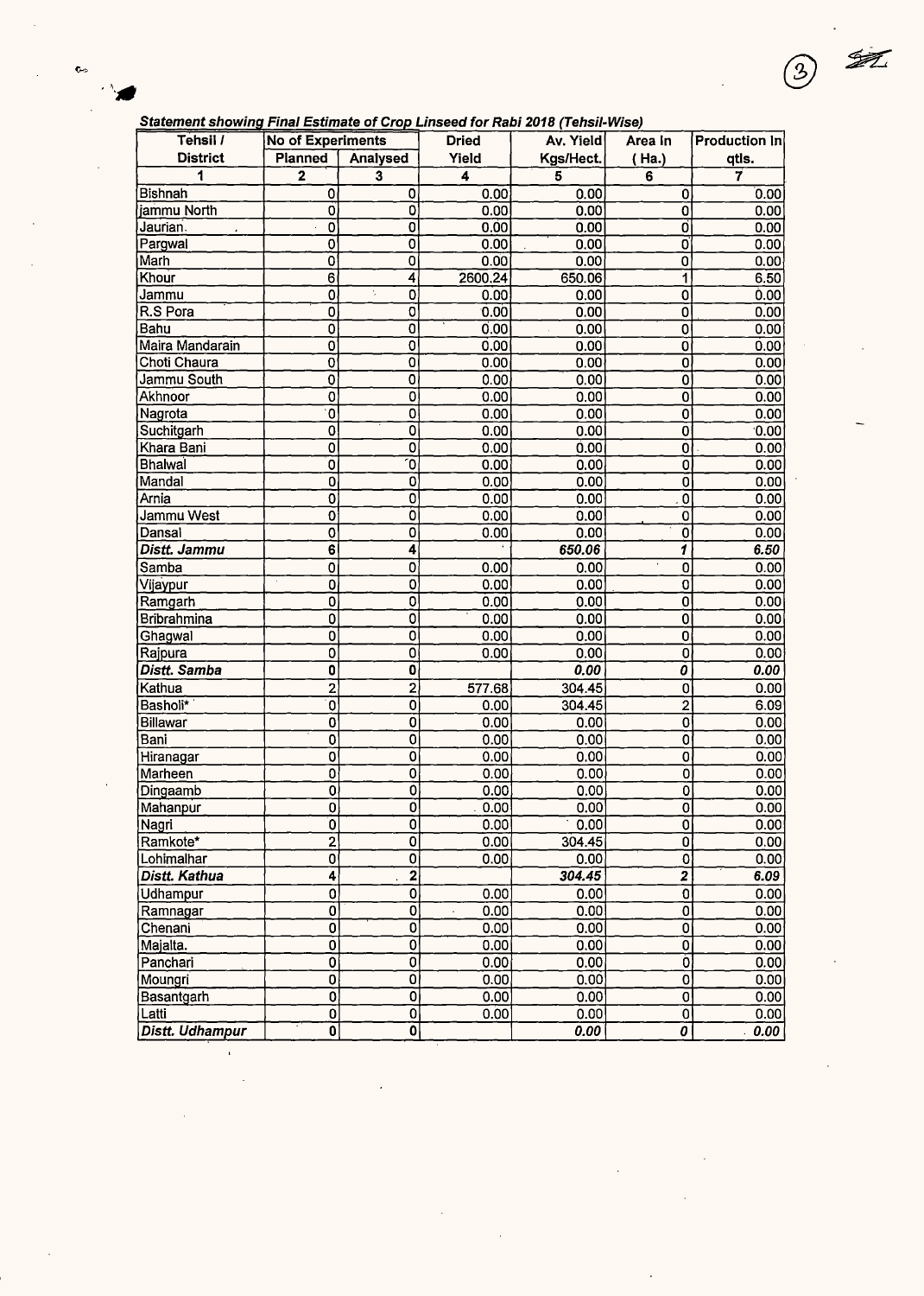*Statement showing Final Estimate of Crop Linseed for Rabi 2018 (Tehsil-Wise)*

| Tehsil / District | No of Experiments | | Dried Yield | Av. Yield Kgs/Hect. | Area In (Ha.) | Production In qtls. |
|---|---|---|---|---|---|---|
| | Planned | Analysed | | | | |
| 1 | 2 | 3 | 4 | 5 | 6 | 7 |
| Bishnah | 0 | 0 | 0.00 | 0.00 | 0 | 0.00 |
| jammu North | 0 | 0 | 0.00 | 0.00 | 0 | 0.00 |
| Jaurian. | 0 | 0 | 0.00 | 0.00 | 0 | 0.00 |
| Pargwal | 0 | 0 | 0.00 | 0.00 | 0 | 0.00 |
| Marh | 0 | 0 | 0.00 | 0.00 | 0 | 0.00 |
| Khour | 6 | 4 | 2600.24 | 650.06 | 1 | 6.50 |
| Jammu | 0 | 0 | 0.00 | 0.00 | 0 | 0.00 |
| R.S Pora | 0 | 0 | 0.00 | 0.00 | 0 | 0.00 |
| Bahu | 0 | 0 | 0.00 | 0.00 | 0 | 0.00 |
| Maira Mandarain | 0 | 0 | 0.00 | 0.00 | 0 | 0.00 |
| Choti Chaura | 0 | 0 | 0.00 | 0.00 | 0 | 0.00 |
| Jammu South | 0 | 0 | 0.00 | 0.00 | 0 | 0.00 |
| Akhnoor | 0 | 0 | 0.00 | 0.00 | 0 | 0.00 |
| Nagrota | 0 | 0 | 0.00 | 0.00 | 0 | 0.00 |
| Suchitgarh | 0 | 0 | 0.00 | 0.00 | 0 | 0.00 |
| Khara Bani | 0 | 0 | 0.00 | 0.00 | 0 | 0.00 |
| Bhalwal | 0 | 0 | 0.00 | 0.00 | 0 | 0.00 |
| Mandal | 0 | 0 | 0.00 | 0.00 | 0 | 0.00 |
| Arnia | 0 | 0 | 0.00 | 0.00 | 0 | 0.00 |
| Jammu West | 0 | 0 | 0.00 | 0.00 | 0 | 0.00 |
| Dansal | 0 | 0 | 0.00 | 0.00 | 0 | 0.00 |
| ***Distt. Jammu*** | **6** | **4** | | ***650.06*** | ***1*** | ***6.50*** |
| Samba | 0 | 0 | 0.00 | 0.00 | 0 | 0.00 |
| Vijaypur | 0 | 0 | 0.00 | 0.00 | 0 | 0.00 |
| Ramgarh | 0 | 0 | 0.00 | 0.00 | 0 | 0.00 |
| Bribrahmina | 0 | 0 | 0.00 | 0.00 | 0 | 0.00 |
| Ghagwal | 0 | 0 | 0.00 | 0.00 | 0 | 0.00 |
| Rajpura | 0 | 0 | 0.00 | 0.00 | 0 | 0.00 |
| ***Distt. Samba*** | **0** | **0** | | ***0.00*** | ***0*** | ***0.00*** |
| Kathua | 2 | 2 | 577.68 | 304.45 | 0 | 0.00 |
| Basholi* | 0 | 0 | 0.00 | 304.45 | 2 | 6.09 |
| Billawar | 0 | 0 | 0.00 | 0.00 | 0 | 0.00 |
| Bani | 0 | 0 | 0.00 | 0.00 | 0 | 0.00 |
| Hiranagar | 0 | 0 | 0.00 | 0.00 | 0 | 0.00 |
| Marheen | 0 | 0 | 0.00 | 0.00 | 0 | 0.00 |
| Dingaamb | 0 | 0 | 0.00 | 0.00 | 0 | 0.00 |
| Mahanpur | 0 | 0 | 0.00 | 0.00 | 0 | 0.00 |
| Nagri | 0 | 0 | 0.00 | 0.00 | 0 | 0.00 |
| Ramkote* | 2 | 0 | 0.00 | 304.45 | 0 | 0.00 |
| Lohimalhar | 0 | 0 | 0.00 | 0.00 | 0 | 0.00 |
| ***Distt. Kathua*** | **4** | **2** | | ***304.45*** | ***2*** | ***6.09*** |
| Udhampur | 0 | 0 | 0.00 | 0.00 | 0 | 0.00 |
| Ramnagar | 0 | 0 | 0.00 | 0.00 | 0 | 0.00 |
| Chenani | 0 | 0 | 0.00 | 0.00 | 0 | 0.00 |
| Majalta. | 0 | 0 | 0.00 | 0.00 | 0 | 0.00 |
| Panchari | 0 | 0 | 0.00 | 0.00 | 0 | 0.00 |
| Moungri | 0 | 0 | 0.00 | 0.00 | 0 | 0.00 |
| Basantgarh | 0 | 0 | 0.00 | 0.00 | 0 | 0.00 |
| Latti | 0 | 0 | 0.00 | 0.00 | 0 | 0.00 |
| ***Distt. Udhampur*** | **0** | **0** | | ***0.00*** | ***0*** | ***0.00*** |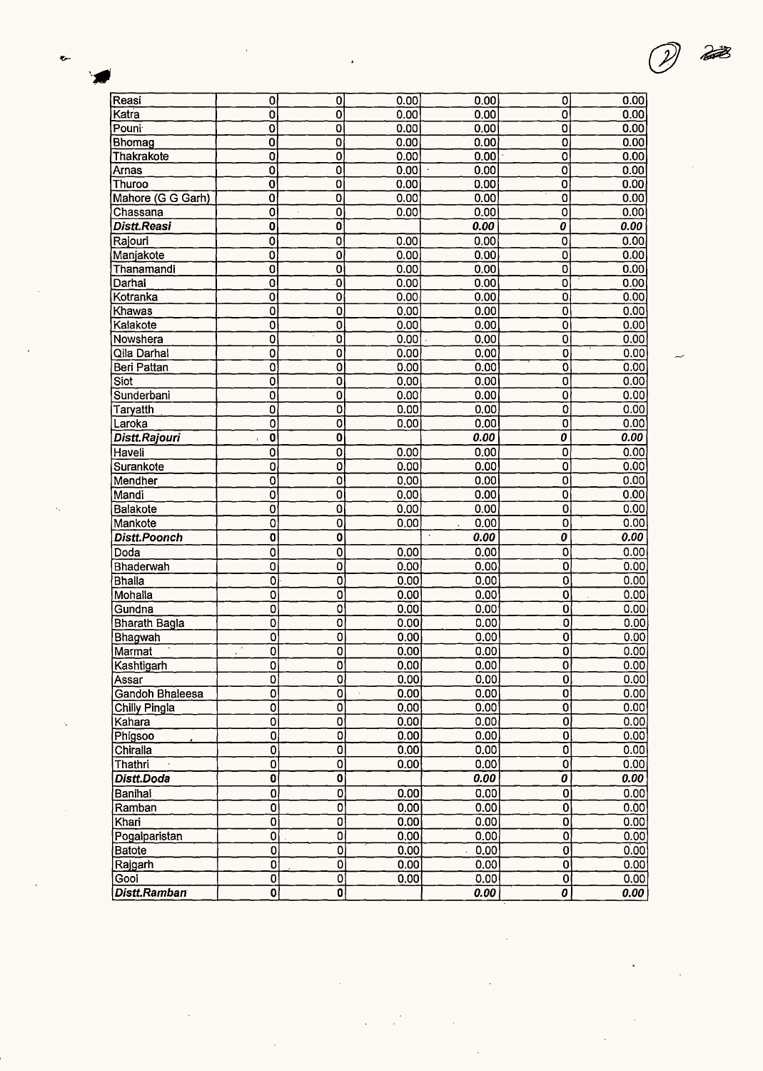| | | | | | | |
|---|---|---|---|---|---|---|
| Reasi | 0 | 0 | 0.00 | 0.00 | 0 | 0.00 |
| Katra | 0 | 0 | 0.00 | 0.00 | 0 | 0.00 |
| Pouni | 0 | 0 | 0.00 | 0.00 | 0 | 0.00 |
| Bhomag | 0 | 0 | 0.00 | 0.00 | 0 | 0.00 |
| Thakrakote | 0 | 0 | 0.00 | 0.00 | 0 | 0.00 |
| Arnas | 0 | 0 | 0.00 | 0.00 | 0 | 0.00 |
| Thuroo | 0 | 0 | 0.00 | 0.00 | 0 | 0.00 |
| Mahore (G G Garh) | 0 | 0 | 0.00 | 0.00 | 0 | 0.00 |
| Chassana | 0 | 0 | 0.00 | 0.00 | 0 | 0.00 |
| ***Distt.Reasi*** | **0** | **0** | | ***0.00*** | ***0*** | ***0.00*** |
| Rajouri | 0 | 0 | 0.00 | 0.00 | 0 | 0.00 |
| Manjakote | 0 | 0 | 0.00 | 0.00 | 0 | 0.00 |
| Thanamandi | 0 | 0 | 0.00 | 0.00 | 0 | 0.00 |
| Darhal | 0 | 0 | 0.00 | 0.00 | 0 | 0.00 |
| Kotranka | 0 | 0 | 0.00 | 0.00 | 0 | 0.00 |
| Khawas | 0 | 0 | 0.00 | 0.00 | 0 | 0.00 |
| Kalakote | 0 | 0 | 0.00 | 0.00 | 0 | 0.00 |
| Nowshera | 0 | 0 | 0.00 | 0.00 | 0 | 0.00 |
| Qila Darhal | 0 | 0 | 0.00 | 0.00 | 0 | 0.00 |
| Beri Pattan | 0 | 0 | 0.00 | 0.00 | 0 | 0.00 |
| Siot | 0 | 0 | 0.00 | 0.00 | 0 | 0.00 |
| Sunderbani | 0 | 0 | 0.00 | 0.00 | 0 | 0.00 |
| Taryatth | 0 | 0 | 0.00 | 0.00 | 0 | 0.00 |
| Laroka | 0 | 0 | 0.00 | 0.00 | 0 | 0.00 |
| ***Distt.Rajouri*** | **0** | **0** | | ***0.00*** | ***0*** | ***0.00*** |
| Haveli | 0 | 0 | 0.00 | 0.00 | 0 | 0.00 |
| Surankote | 0 | 0 | 0.00 | 0.00 | 0 | 0.00 |
| Mendher | 0 | 0 | 0.00 | 0.00 | 0 | 0.00 |
| Mandi | 0 | 0 | 0.00 | 0.00 | 0 | 0.00 |
| Balakote | 0 | 0 | 0.00 | 0.00 | 0 | 0.00 |
| Mankote | 0 | 0 | 0.00 | 0.00 | 0 | 0.00 |
| ***Distt.Poonch*** | **0** | **0** | | ***0.00*** | ***0*** | ***0.00*** |
| Doda | 0 | 0 | 0.00 | 0.00 | 0 | 0.00 |
| Bhaderwah | 0 | 0 | 0.00 | 0.00 | 0 | 0.00 |
| Bhalla | 0 | 0 | 0.00 | 0.00 | 0 | 0.00 |
| Mohalla | 0 | 0 | 0.00 | 0.00 | 0 | 0.00 |
| Gundna | 0 | 0 | 0.00 | 0.00 | 0 | 0.00 |
| Bharath Bagla | 0 | 0 | 0.00 | 0.00 | 0 | 0.00 |
| Bhagwah | 0 | 0 | 0.00 | 0.00 | 0 | 0.00 |
| Marmat | 0 | 0 | 0.00 | 0.00 | 0 | 0.00 |
| Kashtigarh | 0 | 0 | 0.00 | 0.00 | 0 | 0.00 |
| Assar | 0 | 0 | 0.00 | 0.00 | 0 | 0.00 |
| Gandoh Bhaleesa | 0 | 0 | 0.00 | 0.00 | 0 | 0.00 |
| Chilly Pingla | 0 | 0 | 0.00 | 0.00 | 0 | 0.00 |
| Kahara | 0 | 0 | 0.00 | 0.00 | 0 | 0.00 |
| Phigsoo | 0 | 0 | 0.00 | 0.00 | 0 | 0.00 |
| Chiralla | 0 | 0 | 0.00 | 0.00 | 0 | 0.00 |
| Thathri | 0 | 0 | 0.00 | 0.00 | 0 | 0.00 |
| ***Distt.Doda*** | **0** | **0** | | ***0.00*** | ***0*** | ***0.00*** |
| Banihal | 0 | 0 | 0.00 | 0.00 | 0 | 0.00 |
| Ramban | 0 | 0 | 0.00 | 0.00 | 0 | 0.00 |
| Khari | 0 | 0 | 0.00 | 0.00 | 0 | 0.00 |
| Pogalparistan | 0 | 0 | 0.00 | 0.00 | 0 | 0.00 |
| Batote | 0 | 0 | 0.00 | 0.00 | 0 | 0.00 |
| Rajgarh | 0 | 0 | 0.00 | 0.00 | 0 | 0.00 |
| Gool | 0 | 0 | 0.00 | 0.00 | 0 | 0.00 |
| ***Distt.Ramban*** | **0** | **0** | | ***0.00*** | ***0*** | ***0.00*** |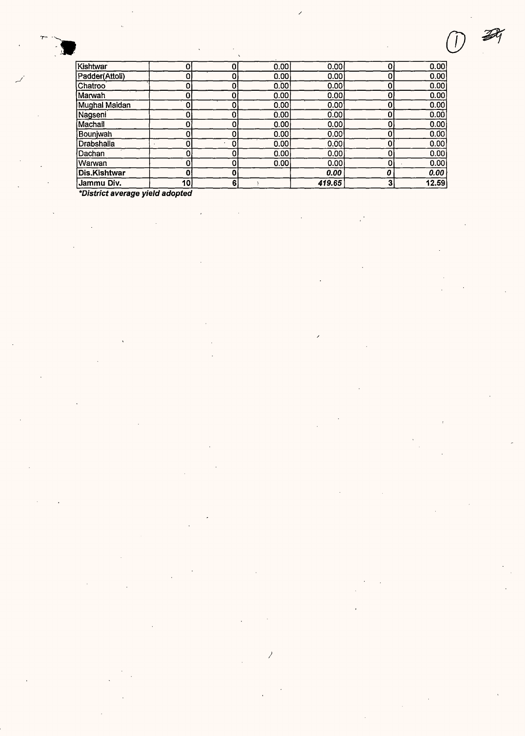| | | | | | | |
|---|---|---|---|---|---|---|
| Kishtwar | 0 | 0 | 0.00 | 0.00 | 0 | 0.00 |
| Padder(Attoli) | 0 | 0 | 0.00 | 0.00 | 0 | 0.00 |
| Chatroo | 0 | 0 | 0.00 | 0.00 | 0 | 0.00 |
| Marwah | 0 | 0 | 0.00 | 0.00 | 0 | 0.00 |
| Mughal Maidan | 0 | 0 | 0.00 | 0.00 | 0 | 0.00 |
| Nagseni | 0 | 0 | 0.00 | 0.00 | 0 | 0.00 |
| Machail | 0 | 0 | 0.00 | 0.00 | 0 | 0.00 |
| Bounjwah | 0 | 0 | 0.00 | 0.00 | 0 | 0.00 |
| Drabshalla | 0 | 0 | 0.00 | 0.00 | 0 | 0.00 |
| Dachan | 0 | 0 | 0.00 | 0.00 | 0 | 0.00 |
| Warwan | 0 | 0 | 0.00 | 0.00 | 0 | 0.00 |
| **Dis.Kishtwar** | **0** | **0** | | ***0.00*** | ***0*** | ***0.00*** |
| **Jammu Div.** | **10** | **6** | | ***419.65*** | **3** | **12.59** |

***District average yield adopted**